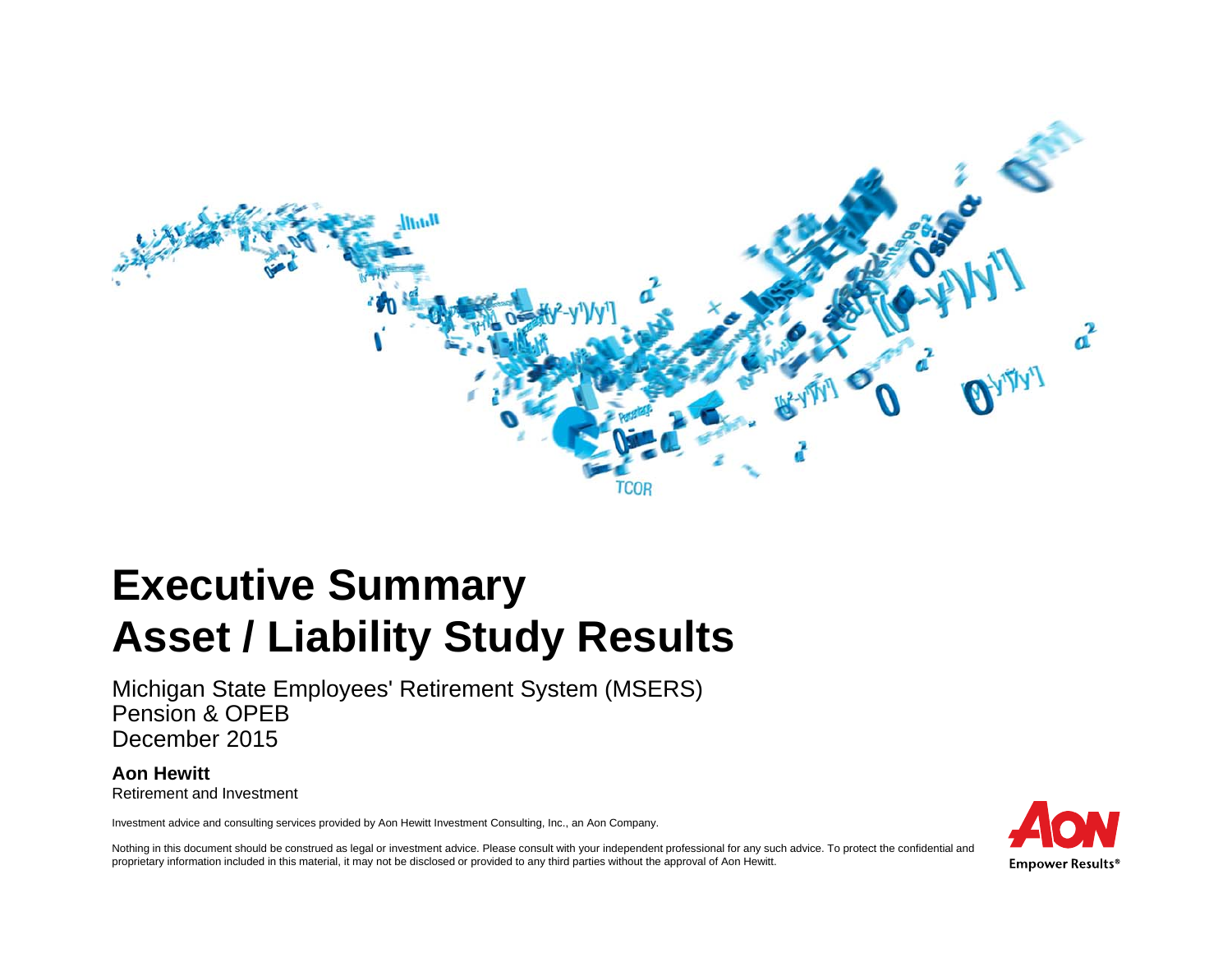# Executive Summary
# Asset / Liability Study Results

Michigan State Employees' Retirement System (MSERS)
Pension & OPEB
December 2015

**Aon Hewitt**
Retirement and Investment

Investment advice and consulting services provided by Aon Hewitt Investment Consulting, Inc., an Aon Company.

Nothing in this document should be construed as legal or investment advice. Please consult with your independent professional for any such advice. To protect the confidential and proprietary information included in this material, it may not be disclosed or provided to any third parties without the approval of Aon Hewitt.

AON
Empower Results®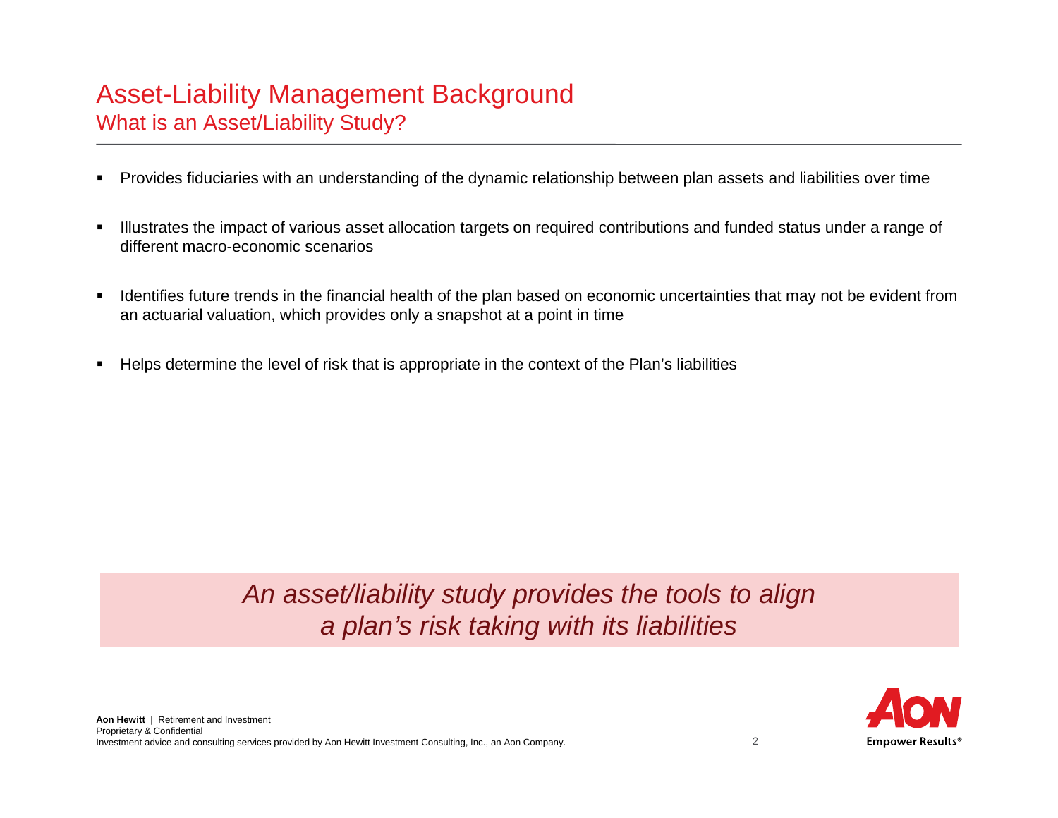# Asset-Liability Management Background

## What is an Asset/Liability Study?

- Provides fiduciaries with an understanding of the dynamic relationship between plan assets and liabilities over time
- Illustrates the impact of various asset allocation targets on required contributions and funded status under a range of different macro-economic scenarios
- Identifies future trends in the financial health of the plan based on economic uncertainties that may not be evident from an actuarial valuation, which provides only a snapshot at a point in time
- Helps determine the level of risk that is appropriate in the context of the Plan's liabilities

*An asset/liability study provides the tools to align a plan's risk taking with its liabilities*

**Aon Hewitt** | Retirement and Investment
Proprietary & Confidential
Investment advice and consulting services provided by Aon Hewitt Investment Consulting, Inc., an Aon Company.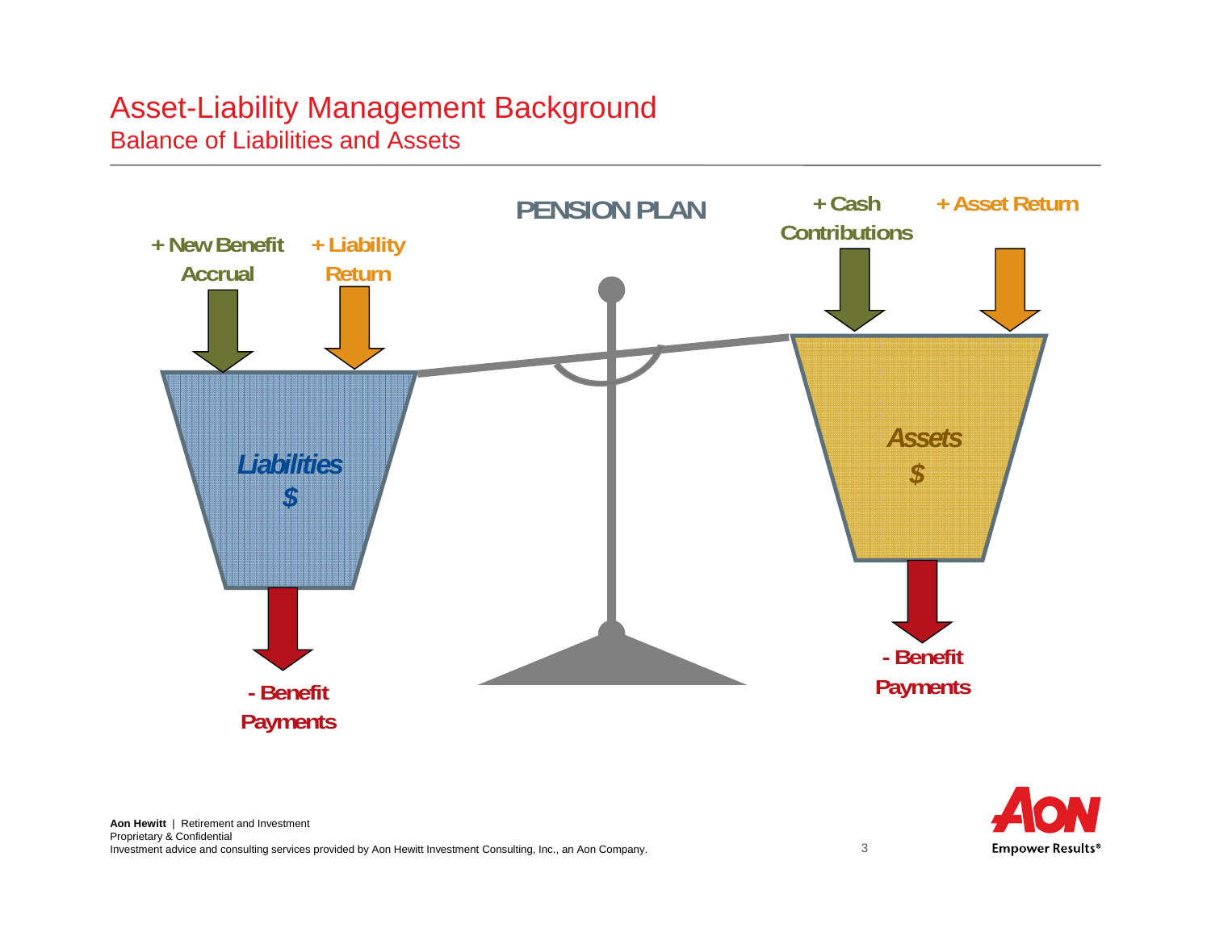# Asset-Liability Management Background

## Balance of Liabilities and Assets

PENSION PLAN

+ New Benefit Accrual

+ Liability Return

*Liabilities*
*$*

- Benefit Payments

+ Cash Contributions

+ Asset Return

*Assets*
*$*

- Benefit Payments

**Aon Hewitt** | Retirement and Investment
Proprietary & Confidential
Investment advice and consulting services provided by Aon Hewitt Investment Consulting, Inc., an Aon Company.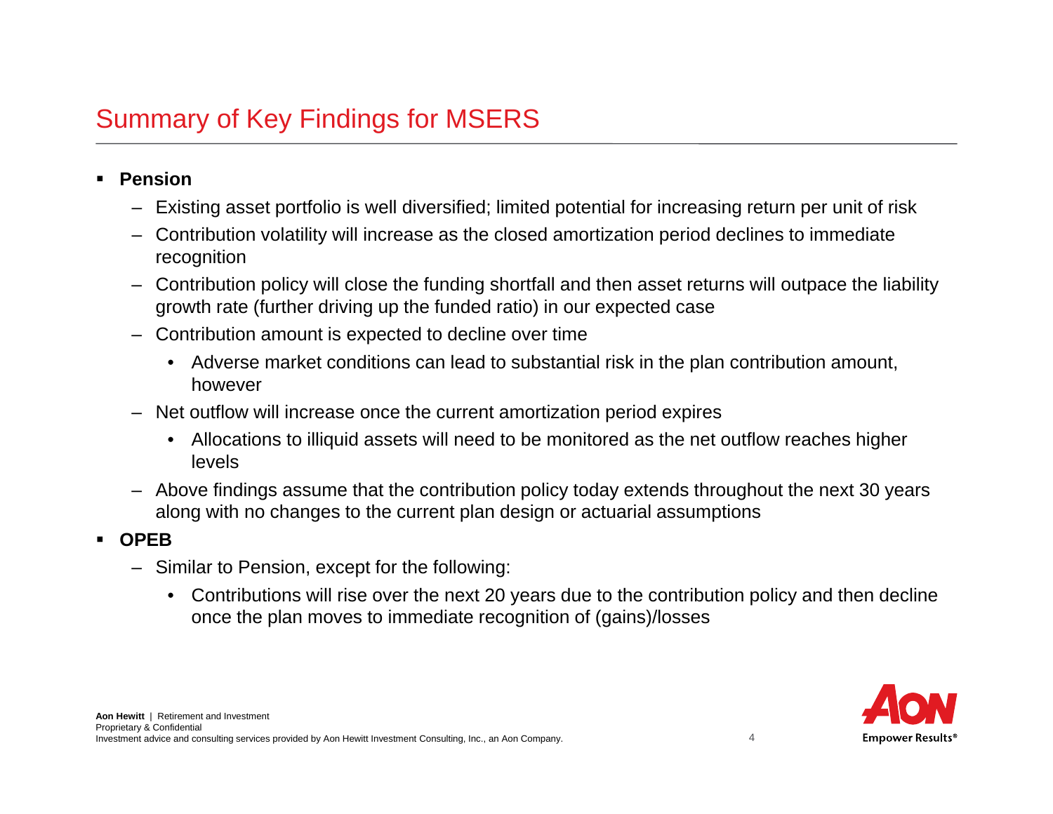# Summary of Key Findings for MSERS

- **Pension**
  - Existing asset portfolio is well diversified; limited potential for increasing return per unit of risk
  - Contribution volatility will increase as the closed amortization period declines to immediate recognition
  - Contribution policy will close the funding shortfall and then asset returns will outpace the liability growth rate (further driving up the funded ratio) in our expected case
  - Contribution amount is expected to decline over time
    - Adverse market conditions can lead to substantial risk in the plan contribution amount, however
  - Net outflow will increase once the current amortization period expires
    - Allocations to illiquid assets will need to be monitored as the net outflow reaches higher levels
  - Above findings assume that the contribution policy today extends throughout the next 30 years along with no changes to the current plan design or actuarial assumptions
- **OPEB**
  - Similar to Pension, except for the following:
    - Contributions will rise over the next 20 years due to the contribution policy and then decline once the plan moves to immediate recognition of (gains)/losses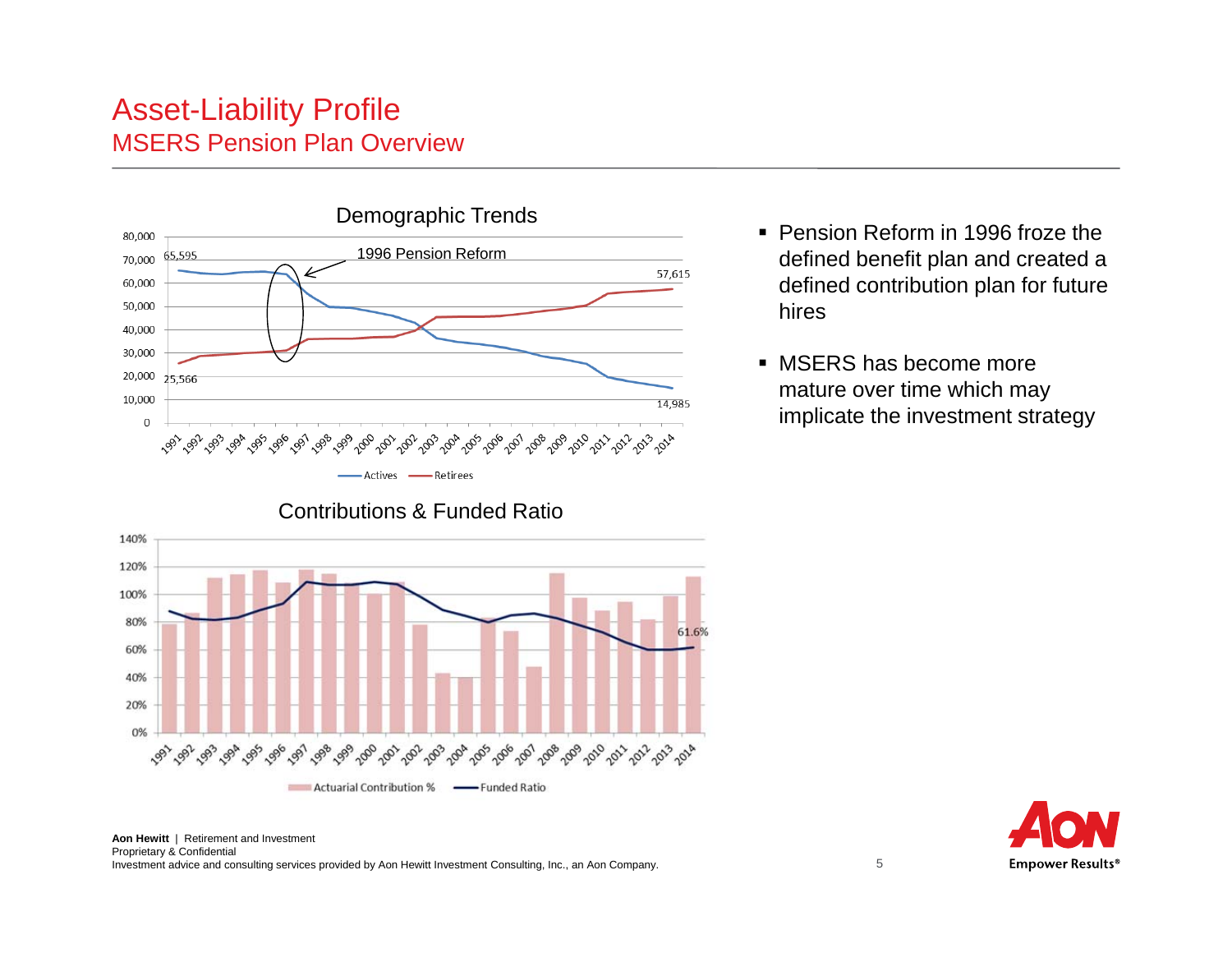# Asset-Liability Profile

## MSERS Pension Plan Overview

### Demographic Trends

1996 Pension Reform

65,595 · 57,615 · 25,566 · 14,985

Actives · Retirees

### Contributions & Funded Ratio

61.6%

Actuarial Contribution % · Funded Ratio

- Pension Reform in 1996 froze the defined benefit plan and created a defined contribution plan for future hires
- MSERS has become more mature over time which may implicate the investment strategy

**Aon Hewitt** | Retirement and Investment
Proprietary & Confidential
Investment advice and consulting services provided by Aon Hewitt Investment Consulting, Inc., an Aon Company.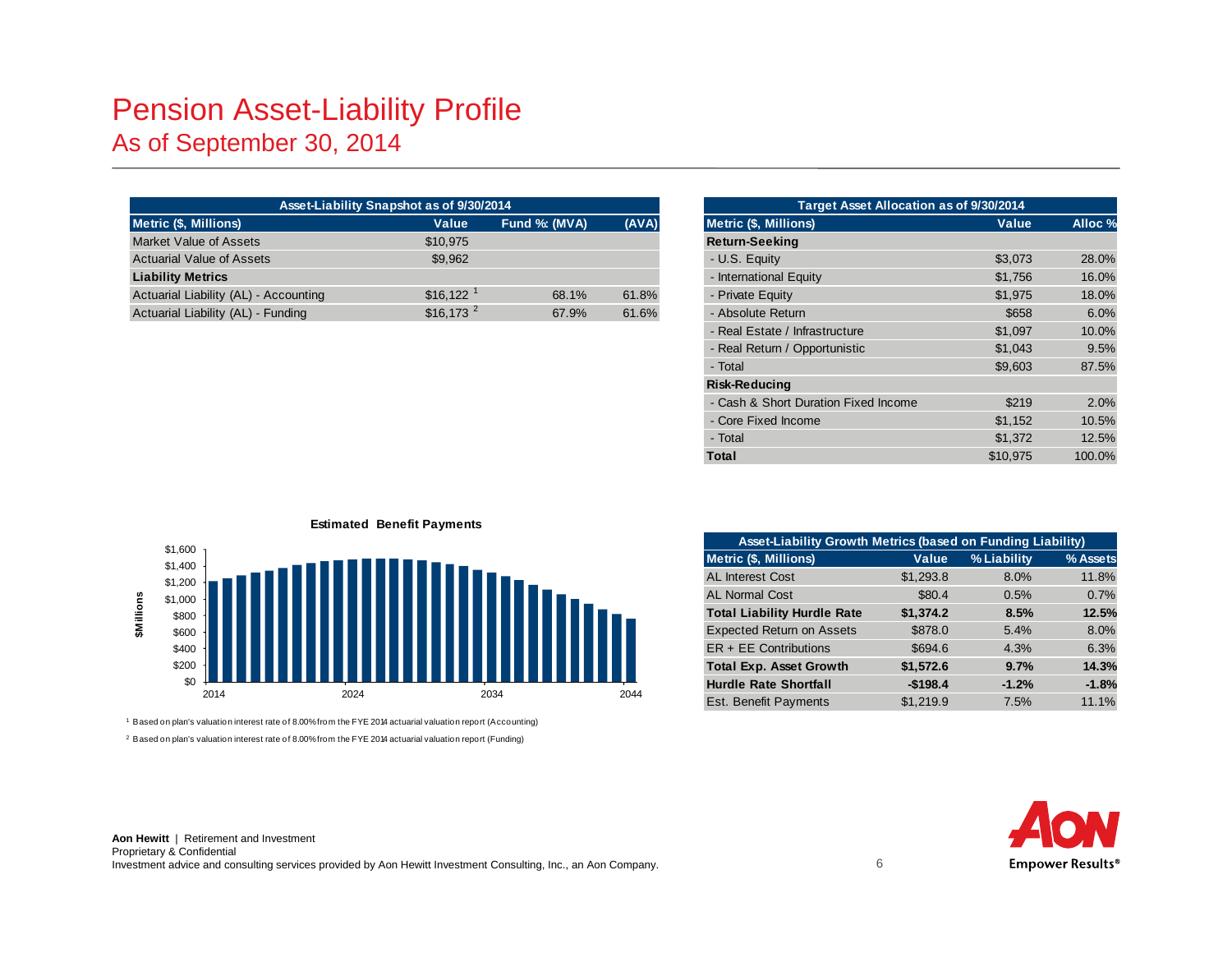# Pension Asset-Liability Profile
## As of September 30, 2014

| Asset-Liability Snapshot as of 9/30/2014 | | | |
|---|---|---|---|
| **Metric ($, Millions)** | **Value** | **Fund %: (MVA)** | **(AVA)** |
| Market Value of Assets | $10,975 | | |
| Actuarial Value of Assets | $9,962 | | |
| **Liability Metrics** | | | |
| Actuarial Liability (AL) - Accounting | $16,122 [1] | 68.1% | 61.8% |
| Actuarial Liability (AL) - Funding | $16,173 [2] | 67.9% | 61.6% |

| Target Asset Allocation as of 9/30/2014 | | |
|---|---|---|
| **Metric ($, Millions)** | **Value** | **Alloc %** |
| **Return-Seeking** | | |
| - U.S. Equity | $3,073 | 28.0% |
| - International Equity | $1,756 | 16.0% |
| - Private Equity | $1,975 | 18.0% |
| - Absolute Return | $658 | 6.0% |
| - Real Estate / Infrastructure | $1,097 | 10.0% |
| - Real Return / Opportunistic | $1,043 | 9.5% |
| - Total | $9,603 | 87.5% |
| **Risk-Reducing** | | |
| - Cash & Short Duration Fixed Income | $219 | 2.0% |
| - Core Fixed Income | $1,152 | 10.5% |
| - Total | $1,372 | 12.5% |
| **Total** | $10,975 | 100.0% |

**Estimated Benefit Payments**

| Asset-Liability Growth Metrics (based on Funding Liability) | | | |
|---|---|---|---|
| **Metric ($, Millions)** | **Value** | **% Liability** | **% Assets** |
| AL Interest Cost | $1,293.8 | 8.0% | 11.8% |
| AL Normal Cost | $80.4 | 0.5% | 0.7% |
| **Total Liability Hurdle Rate** | **$1,374.2** | **8.5%** | **12.5%** |
| Expected Return on Assets | $878.0 | 5.4% | 8.0% |
| ER + EE Contributions | $694.6 | 4.3% | 6.3% |
| **Total Exp. Asset Growth** | **$1,572.6** | **9.7%** | **14.3%** |
| **Hurdle Rate Shortfall** | **-$198.4** | **-1.2%** | **-1.8%** |
| Est. Benefit Payments | $1,219.9 | 7.5% | 11.1% |

[1] Based on plan's valuation interest rate of 8.00% from the FYE 2014 actuarial valuation report (Accounting)

[2] Based on plan's valuation interest rate of 8.00% from the FYE 2014 actuarial valuation report (Funding)

**Aon Hewitt** | Retirement and Investment
Proprietary & Confidential
Investment advice and consulting services provided by Aon Hewitt Investment Consulting, Inc., an Aon Company.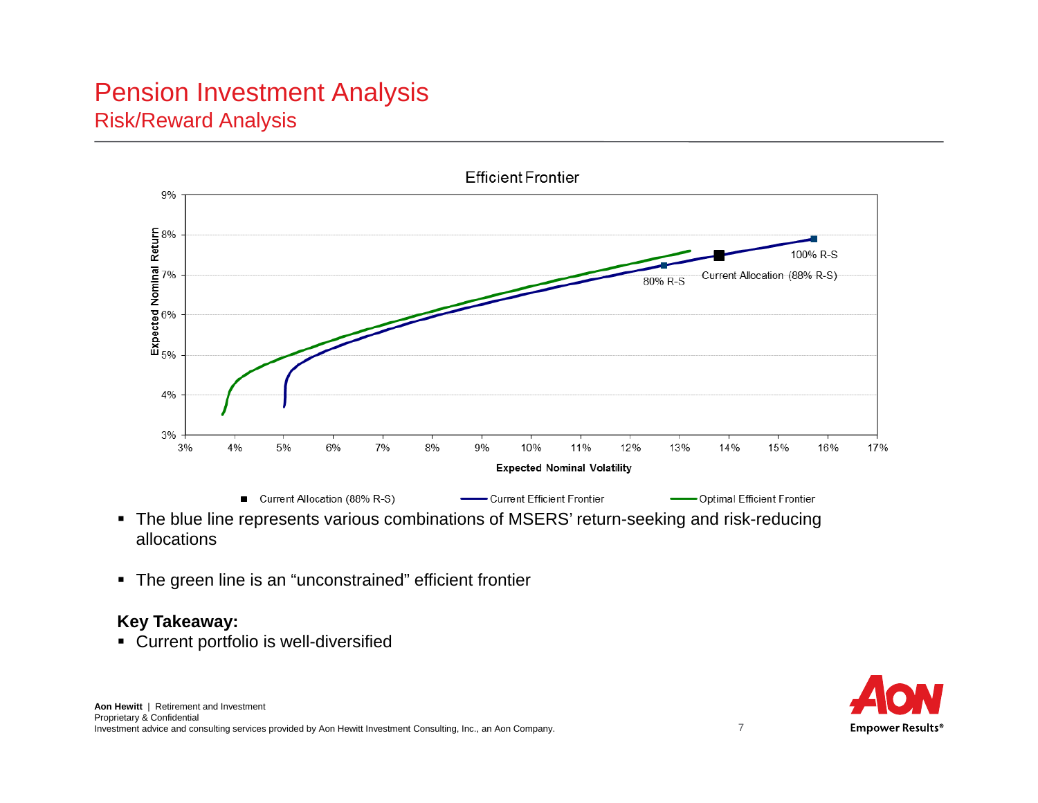# Pension Investment Analysis

## Risk/Reward Analysis

**Efficient Frontier**

Expected Nominal Return (y-axis: 3% – 9%); Expected Nominal Volatility (x-axis: 3% – 17%)

Labels: 100% R-S; Current Allocation (88% R-S); 80% R-S

Legend: ■ Current Allocation (88% R-S) — Current Efficient Frontier — Optimal Efficient Frontier

- The blue line represents various combinations of MSERS' return-seeking and risk-reducing allocations
- The green line is an "unconstrained" efficient frontier

**Key Takeaway:**

- Current portfolio is well-diversified

**Aon Hewitt** | Retirement and Investment
Proprietary & Confidential
Investment advice and consulting services provided by Aon Hewitt Investment Consulting, Inc., an Aon Company.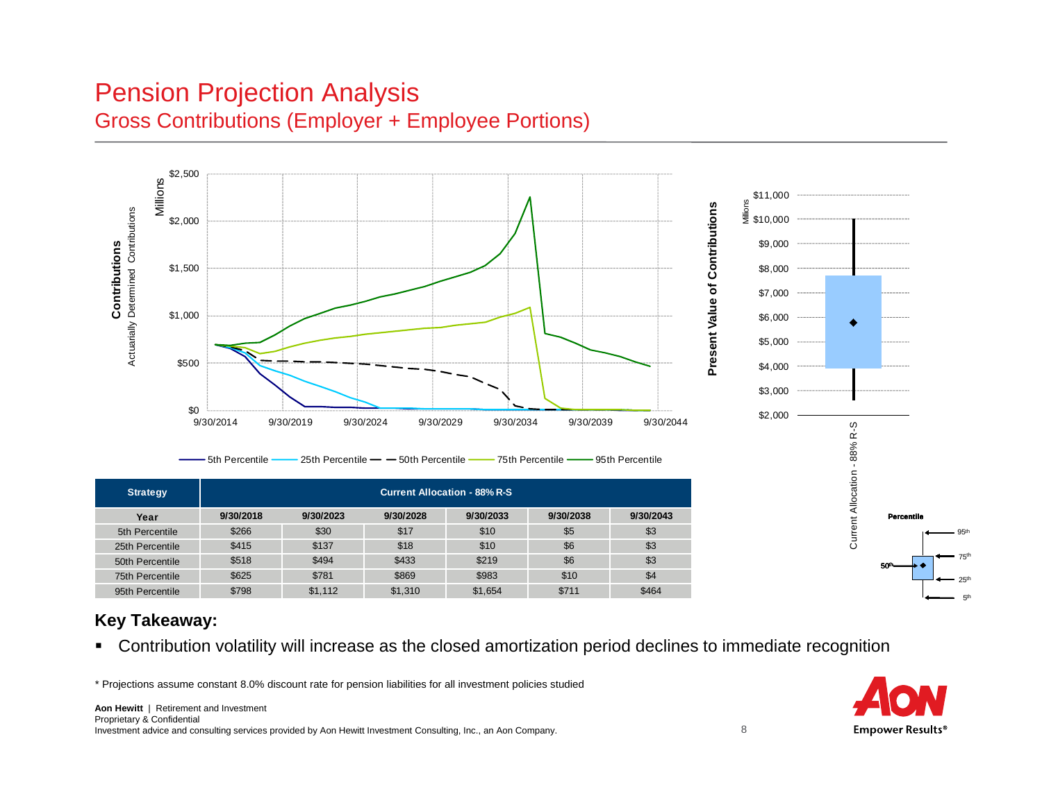# Pension Projection Analysis

## Gross Contributions (Employer + Employee Portions)

| Strategy | Current Allocation - 88% R-S | | | | | |
|---|---|---|---|---|---|---|
| Year | 9/30/2018 | 9/30/2023 | 9/30/2028 | 9/30/2033 | 9/30/2038 | 9/30/2043 |
| 5th Percentile | $266 | $30 | $17 | $10 | $5 | $3 |
| 25th Percentile | $415 | $137 | $18 | $10 | $6 | $3 |
| 50th Percentile | $518 | $494 | $433 | $219 | $6 | $3 |
| 75th Percentile | $625 | $781 | $869 | $983 | $10 | $4 |
| 95th Percentile | $798 | $1,112 | $1,310 | $1,654 | $711 | $464 |

**Key Takeaway:**

- Contribution volatility will increase as the closed amortization period declines to immediate recognition

\* Projections assume constant 8.0% discount rate for pension liabilities for all investment policies studied

**Aon Hewitt** | Retirement and Investment
Proprietary & Confidential
Investment advice and consulting services provided by Aon Hewitt Investment Consulting, Inc., an Aon Company.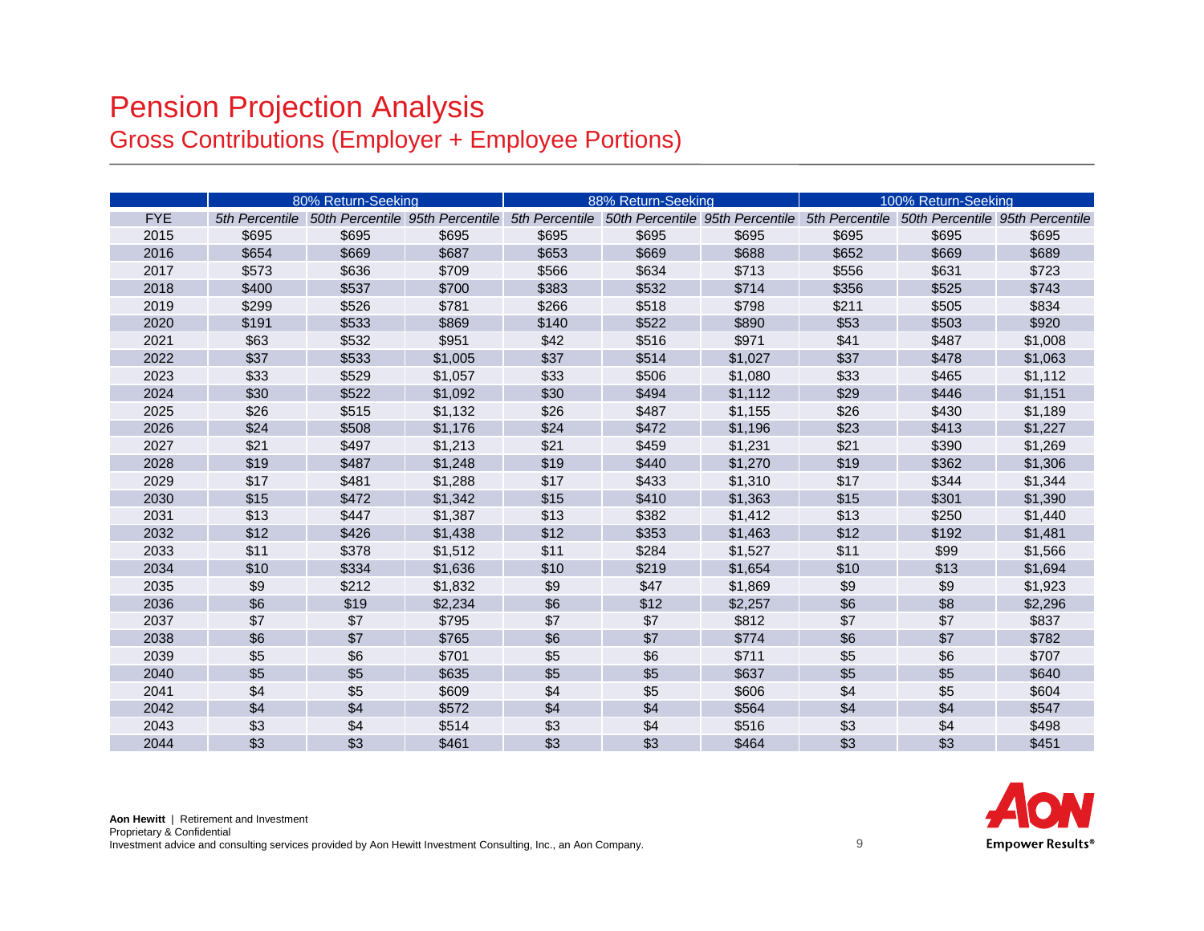# Pension Projection Analysis

## Gross Contributions (Employer + Employee Portions)

| | 80% Return-Seeking | | | 88% Return-Seeking | | | 100% Return-Seeking | | |
|---|---|---|---|---|---|---|---|---|---|
| FYE | *5th Percentile* | *50th Percentile* | *95th Percentile* | *5th Percentile* | *50th Percentile* | *95th Percentile* | *5th Percentile* | *50th Percentile* | *95th Percentile* |
| 2015 | $695 | $695 | $695 | $695 | $695 | $695 | $695 | $695 | $695 |
| 2016 | $654 | $669 | $687 | $653 | $669 | $688 | $652 | $669 | $689 |
| 2017 | $573 | $636 | $709 | $566 | $634 | $713 | $556 | $631 | $723 |
| 2018 | $400 | $537 | $700 | $383 | $532 | $714 | $356 | $525 | $743 |
| 2019 | $299 | $526 | $781 | $266 | $518 | $798 | $211 | $505 | $834 |
| 2020 | $191 | $533 | $869 | $140 | $522 | $890 | $53 | $503 | $920 |
| 2021 | $63 | $532 | $951 | $42 | $516 | $971 | $41 | $487 | $1,008 |
| 2022 | $37 | $533 | $1,005 | $37 | $514 | $1,027 | $37 | $478 | $1,063 |
| 2023 | $33 | $529 | $1,057 | $33 | $506 | $1,080 | $33 | $465 | $1,112 |
| 2024 | $30 | $522 | $1,092 | $30 | $494 | $1,112 | $29 | $446 | $1,151 |
| 2025 | $26 | $515 | $1,132 | $26 | $487 | $1,155 | $26 | $430 | $1,189 |
| 2026 | $24 | $508 | $1,176 | $24 | $472 | $1,196 | $23 | $413 | $1,227 |
| 2027 | $21 | $497 | $1,213 | $21 | $459 | $1,231 | $21 | $390 | $1,269 |
| 2028 | $19 | $487 | $1,248 | $19 | $440 | $1,270 | $19 | $362 | $1,306 |
| 2029 | $17 | $481 | $1,288 | $17 | $433 | $1,310 | $17 | $344 | $1,344 |
| 2030 | $15 | $472 | $1,342 | $15 | $410 | $1,363 | $15 | $301 | $1,390 |
| 2031 | $13 | $447 | $1,387 | $13 | $382 | $1,412 | $13 | $250 | $1,440 |
| 2032 | $12 | $426 | $1,438 | $12 | $353 | $1,463 | $12 | $192 | $1,481 |
| 2033 | $11 | $378 | $1,512 | $11 | $284 | $1,527 | $11 | $99 | $1,566 |
| 2034 | $10 | $334 | $1,636 | $10 | $219 | $1,654 | $10 | $13 | $1,694 |
| 2035 | $9 | $212 | $1,832 | $9 | $47 | $1,869 | $9 | $9 | $1,923 |
| 2036 | $6 | $19 | $2,234 | $6 | $12 | $2,257 | $6 | $8 | $2,296 |
| 2037 | $7 | $7 | $795 | $7 | $7 | $812 | $7 | $7 | $837 |
| 2038 | $6 | $7 | $765 | $6 | $7 | $774 | $6 | $7 | $782 |
| 2039 | $5 | $6 | $701 | $5 | $6 | $711 | $5 | $6 | $707 |
| 2040 | $5 | $5 | $635 | $5 | $5 | $637 | $5 | $5 | $640 |
| 2041 | $4 | $5 | $609 | $4 | $5 | $606 | $4 | $5 | $604 |
| 2042 | $4 | $4 | $572 | $4 | $4 | $564 | $4 | $4 | $547 |
| 2043 | $3 | $4 | $514 | $3 | $4 | $516 | $3 | $4 | $498 |
| 2044 | $3 | $3 | $461 | $3 | $3 | $464 | $3 | $3 | $451 |

**Aon Hewitt** | Retirement and Investment
Proprietary & Confidential
Investment advice and consulting services provided by Aon Hewitt Investment Consulting, Inc., an Aon Company.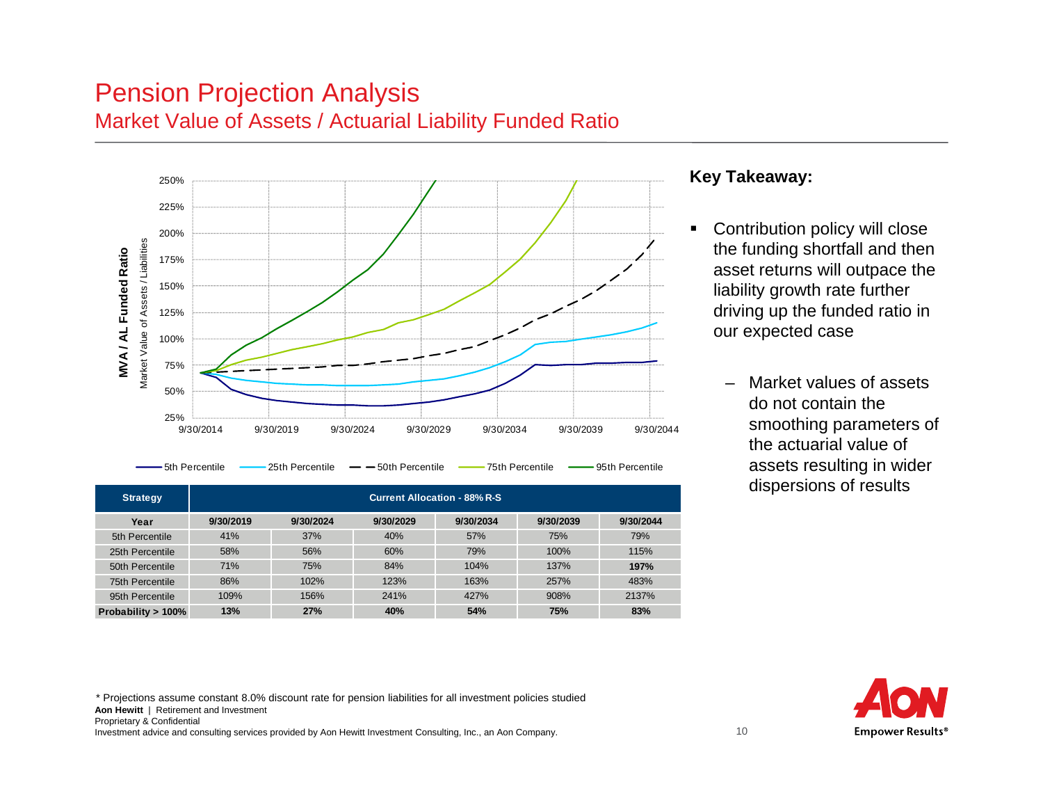# Pension Projection Analysis

## Market Value of Assets / Actuarial Liability Funded Ratio

| Strategy | Current Allocation - 88% R-S | | | | | |
|---|---|---|---|---|---|---|
| **Year** | **9/30/2019** | **9/30/2024** | **9/30/2029** | **9/30/2034** | **9/30/2039** | **9/30/2044** |
| 5th Percentile | 41% | 37% | 40% | 57% | 75% | 79% |
| 25th Percentile | 58% | 56% | 60% | 79% | 100% | 115% |
| 50th Percentile | 71% | 75% | 84% | 104% | 137% | **197%** |
| 75th Percentile | 86% | 102% | 123% | 163% | 257% | 483% |
| 95th Percentile | 109% | 156% | 241% | 427% | 908% | 2137% |
| **Probability > 100%** | **13%** | **27%** | **40%** | **54%** | **75%** | **83%** |

**Key Takeaway:**

- Contribution policy will close the funding shortfall and then asset returns will outpace the liability growth rate further driving up the funded ratio in our expected case
  - Market values of assets do not contain the smoothing parameters of the actuarial value of assets resulting in wider dispersions of results

\* Projections assume constant 8.0% discount rate for pension liabilities for all investment policies studied

**Aon Hewitt** | Retirement and Investment

Proprietary & Confidential

Investment advice and consulting services provided by Aon Hewitt Investment Consulting, Inc., an Aon Company.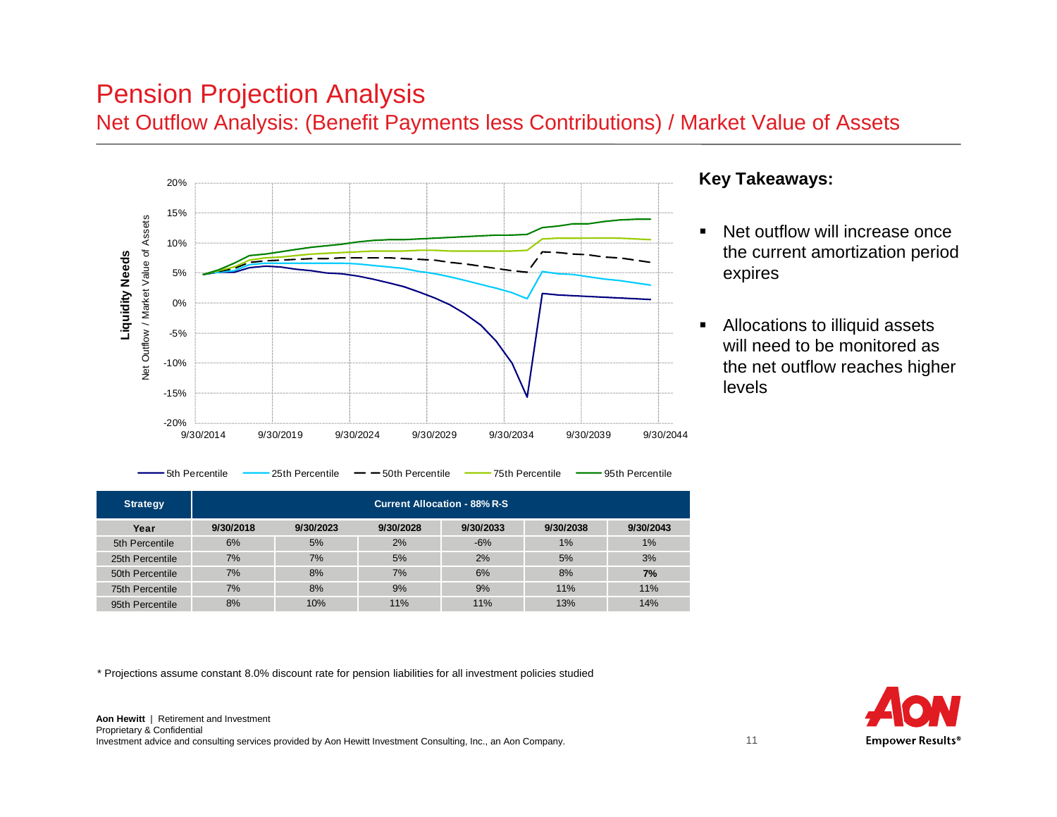# Pension Projection Analysis

## Net Outflow Analysis: (Benefit Payments less Contributions) / Market Value of Assets

**Key Takeaways:**

- Net outflow will increase once the current amortization period expires
- Allocations to illiquid assets will need to be monitored as the net outflow reaches higher levels

| Strategy | Current Allocation - 88% R-S | | | | | |
|---|---|---|---|---|---|---|
| Year | 9/30/2018 | 9/30/2023 | 9/30/2028 | 9/30/2033 | 9/30/2038 | 9/30/2043 |
| 5th Percentile | 6% | 5% | 2% | -6% | 1% | 1% |
| 25th Percentile | 7% | 7% | 5% | 2% | 5% | 3% |
| 50th Percentile | 7% | 8% | 7% | 6% | 8% | **7%** |
| 75th Percentile | 7% | 8% | 9% | 9% | 11% | 11% |
| 95th Percentile | 8% | 10% | 11% | 11% | 13% | 14% |

\* Projections assume constant 8.0% discount rate for pension liabilities for all investment policies studied

**Aon Hewitt** | Retirement and Investment
Proprietary & Confidential
Investment advice and consulting services provided by Aon Hewitt Investment Consulting, Inc., an Aon Company.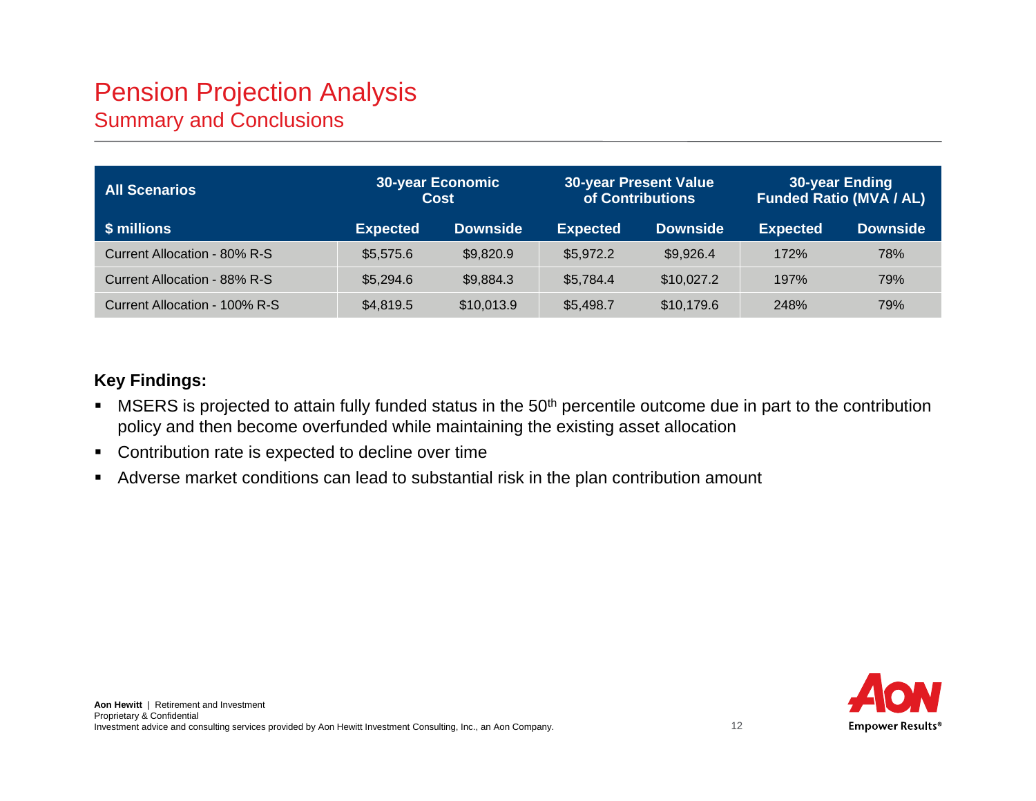# Pension Projection Analysis

## Summary and Conclusions

| All Scenarios | 30-year Economic Cost | | 30-year Present Value of Contributions | | 30-year Ending Funded Ratio (MVA / AL) | |
|---|---|---|---|---|---|---|
| **$ millions** | **Expected** | **Downside** | **Expected** | **Downside** | **Expected** | **Downside** |
| Current Allocation - 80% R-S | $5,575.6 | $9,820.9 | $5,972.2 | $9,926.4 | 172% | 78% |
| Current Allocation - 88% R-S | $5,294.6 | $9,884.3 | $5,784.4 | $10,027.2 | 197% | 79% |
| Current Allocation - 100% R-S | $4,819.5 | $10,013.9 | $5,498.7 | $10,179.6 | 248% | 79% |

**Key Findings:**

- MSERS is projected to attain fully funded status in the 50th percentile outcome due in part to the contribution policy and then become overfunded while maintaining the existing asset allocation
- Contribution rate is expected to decline over time
- Adverse market conditions can lead to substantial risk in the plan contribution amount

**Aon Hewitt** | Retirement and Investment
Proprietary & Confidential
Investment advice and consulting services provided by Aon Hewitt Investment Consulting, Inc., an Aon Company.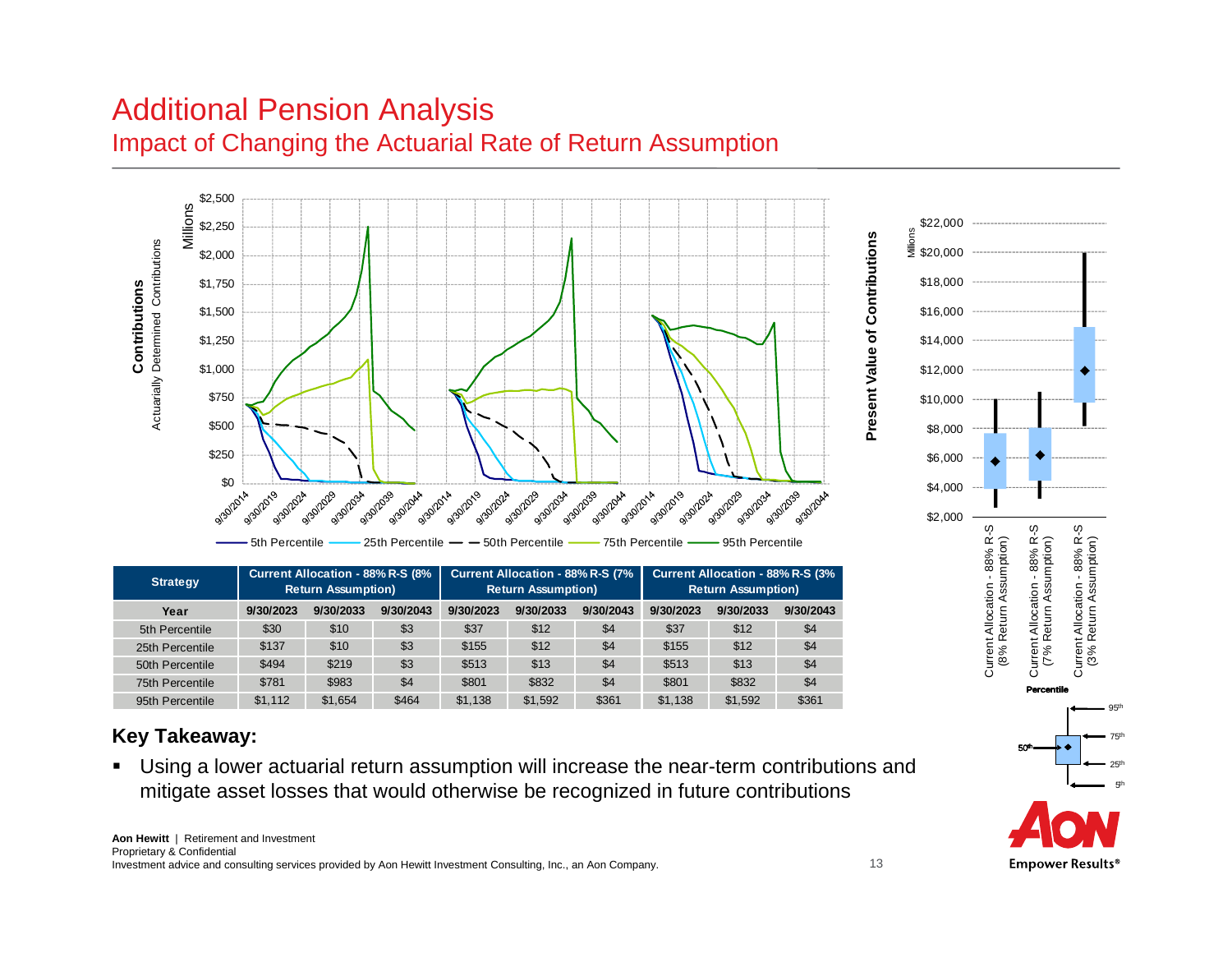# Additional Pension Analysis

## Impact of Changing the Actuarial Rate of Return Assumption

| Strategy | Current Allocation - 88% R-S (8% Return Assumption) | | | Current Allocation - 88% R-S (7% Return Assumption) | | | Current Allocation - 88% R-S (3% Return Assumption) | | |
|---|---|---|---|---|---|---|---|---|---|
| Year | 9/30/2023 | 9/30/2033 | 9/30/2043 | 9/30/2023 | 9/30/2033 | 9/30/2043 | 9/30/2023 | 9/30/2033 | 9/30/2043 |
| 5th Percentile | $30 | $10 | $3 | $37 | $12 | $4 | $37 | $12 | $4 |
| 25th Percentile | $137 | $10 | $3 | $155 | $12 | $4 | $155 | $12 | $4 |
| 50th Percentile | $494 | $219 | $3 | $513 | $13 | $4 | $513 | $13 | $4 |
| 75th Percentile | $781 | $983 | $4 | $801 | $832 | $4 | $801 | $832 | $4 |
| 95th Percentile | $1,112 | $1,654 | $464 | $1,138 | $1,592 | $361 | $1,138 | $1,592 | $361 |

**Key Takeaway:**

- Using a lower actuarial return assumption will increase the near-term contributions and mitigate asset losses that would otherwise be recognized in future contributions

**Aon Hewitt** | Retirement and Investment
Proprietary & Confidential
Investment advice and consulting services provided by Aon Hewitt Investment Consulting, Inc., an Aon Company.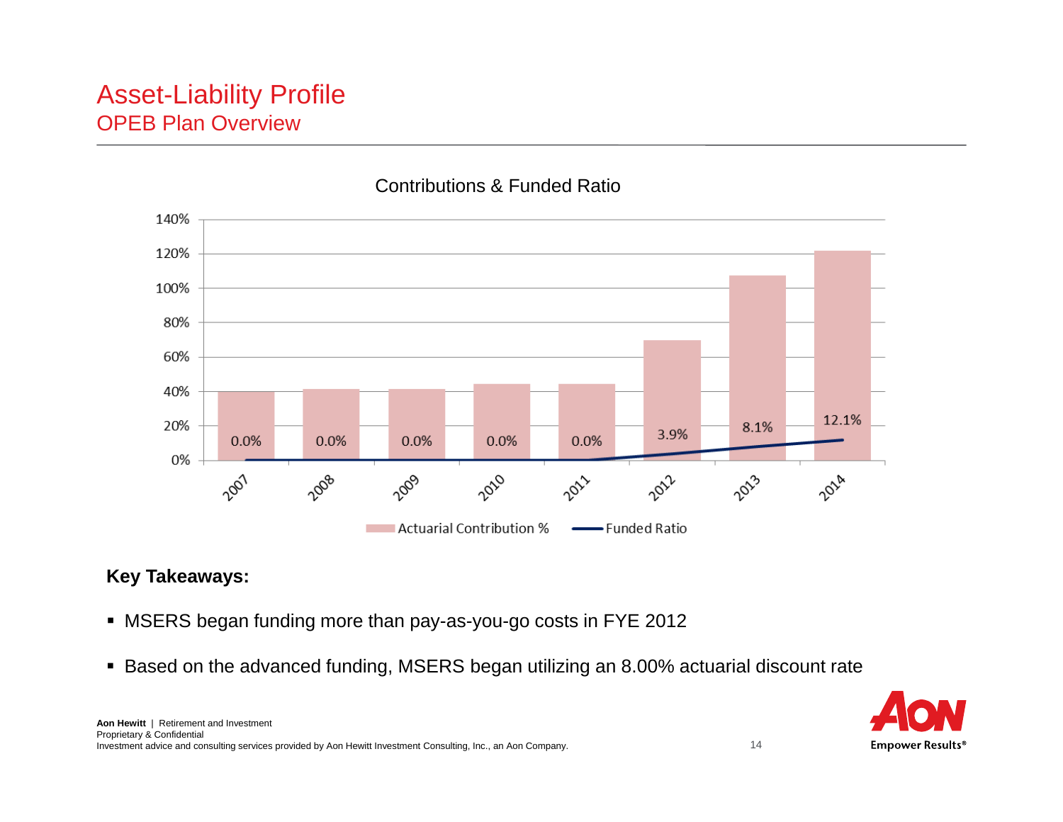# Asset-Liability Profile

## OPEB Plan Overview

### Contributions & Funded Ratio

| Year | Actuarial Contribution % | Funded Ratio |
|---|---|---|
| 2007 | ~40% | 0.0% |
| 2008 | ~41% | 0.0% |
| 2009 | ~41% | 0.0% |
| 2010 | ~44% | 0.0% |
| 2011 | ~44% | 0.0% |
| 2012 | ~69% | 3.9% |
| 2013 | ~107% | 8.1% |
| 2014 | ~121% | 12.1% |

**Key Takeaways:**

- MSERS began funding more than pay-as-you-go costs in FYE 2012
- Based on the advanced funding, MSERS began utilizing an 8.00% actuarial discount rate

**Aon Hewitt** | Retirement and Investment
Proprietary & Confidential
Investment advice and consulting services provided by Aon Hewitt Investment Consulting, Inc., an Aon Company.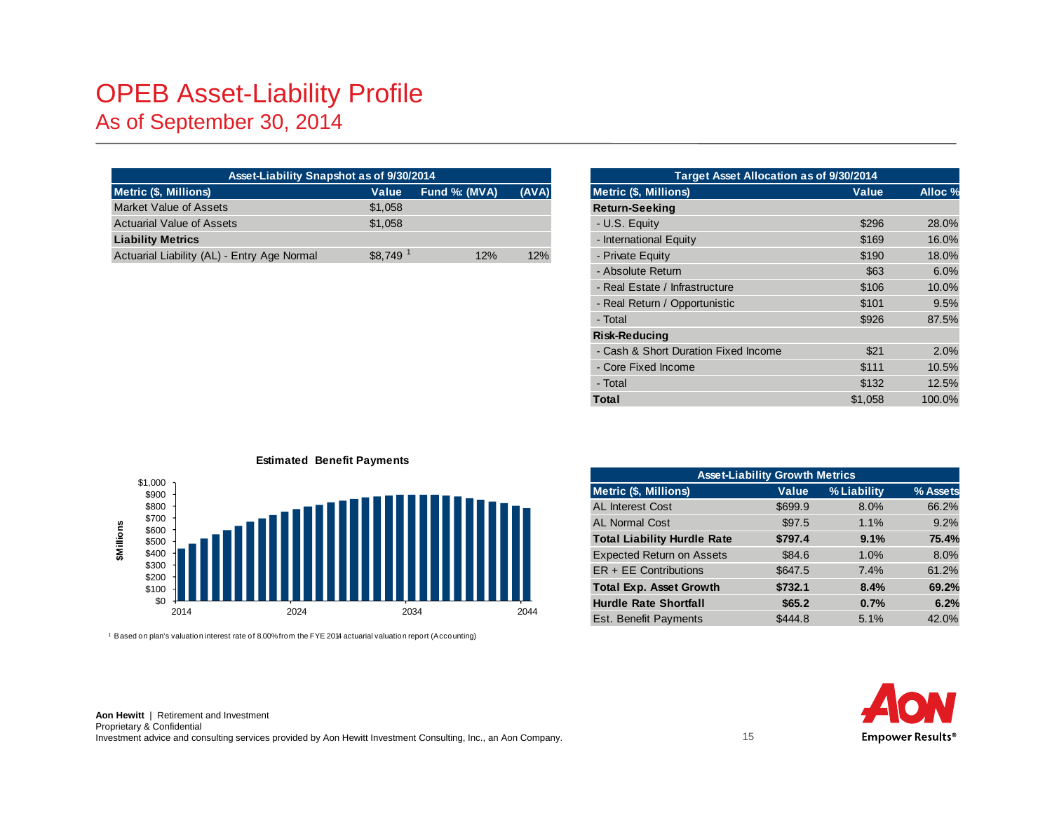# OPEB Asset-Liability Profile

## As of September 30, 2014

| Asset-Liability Snapshot as of 9/30/2014 | | | |
|---|---|---|---|
| **Metric ($, Millions)** | **Value** | **Fund %: (MVA)** | **(AVA)** |
| Market Value of Assets | $1,058 | | |
| Actuarial Value of Assets | $1,058 | | |
| **Liability Metrics** | | | |
| Actuarial Liability (AL) - Entry Age Normal | $8,749 [1] | 12% | 12% |

| Target Asset Allocation as of 9/30/2014 | | |
|---|---|---|
| **Metric ($, Millions)** | **Value** | **Alloc %** |
| **Return-Seeking** | | |
| - U.S. Equity | $296 | 28.0% |
| - International Equity | $169 | 16.0% |
| - Private Equity | $190 | 18.0% |
| - Absolute Return | $63 | 6.0% |
| - Real Estate / Infrastructure | $106 | 10.0% |
| - Real Return / Opportunistic | $101 | 9.5% |
| - Total | $926 | 87.5% |
| **Risk-Reducing** | | |
| - Cash & Short Duration Fixed Income | $21 | 2.0% |
| - Core Fixed Income | $111 | 10.5% |
| - Total | $132 | 12.5% |
| **Total** | $1,058 | 100.0% |

**Estimated Benefit Payments**

$Millions: $0 – $1,000; years 2014, 2024, 2034, 2044

| Asset-Liability Growth Metrics | | | |
|---|---|---|---|
| **Metric ($, Millions)** | **Value** | **% Liability** | **% Assets** |
| AL Interest Cost | $699.9 | 8.0% | 66.2% |
| AL Normal Cost | $97.5 | 1.1% | 9.2% |
| **Total Liability Hurdle Rate** | **$797.4** | **9.1%** | **75.4%** |
| Expected Return on Assets | $84.6 | 1.0% | 8.0% |
| ER + EE Contributions | $647.5 | 7.4% | 61.2% |
| **Total Exp. Asset Growth** | **$732.1** | **8.4%** | **69.2%** |
| **Hurdle Rate Shortfall** | **$65.2** | **0.7%** | **6.2%** |
| Est. Benefit Payments | $444.8 | 5.1% | 42.0% |

[1] Based on plan's valuation interest rate of 8.00% from the FYE 2014 actuarial valuation report (Accounting)

**Aon Hewitt** | Retirement and Investment
Proprietary & Confidential
Investment advice and consulting services provided by Aon Hewitt Investment Consulting, Inc., an Aon Company.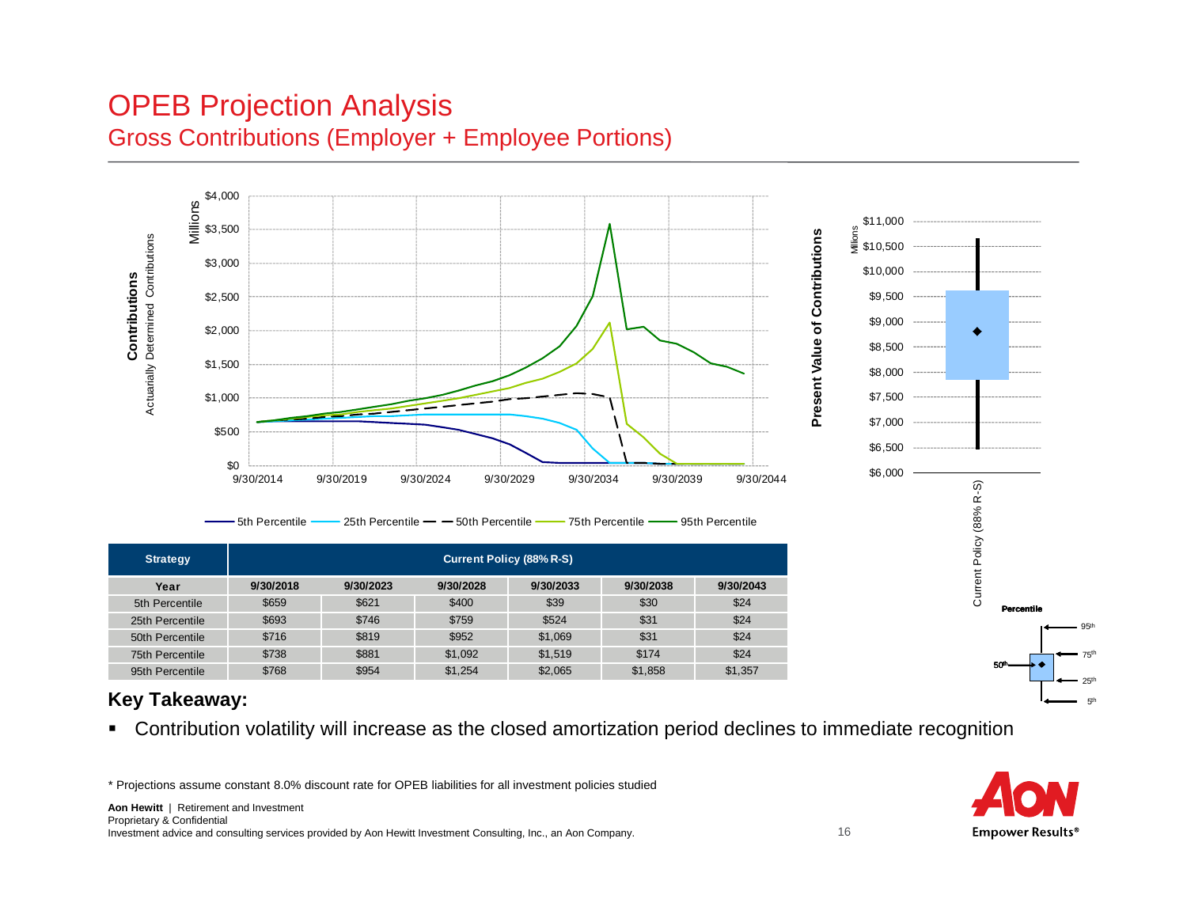# OPEB Projection Analysis

## Gross Contributions (Employer + Employee Portions)

| Strategy | Current Policy (88% R-S) | | | | | |
|---|---|---|---|---|---|---|
| **Year** | **9/30/2018** | **9/30/2023** | **9/30/2028** | **9/30/2033** | **9/30/2038** | **9/30/2043** |
| 5th Percentile | $659 | $621 | $400 | $39 | $30 | $24 |
| 25th Percentile | $693 | $746 | $759 | $524 | $31 | $24 |
| 50th Percentile | $716 | $819 | $952 | $1,069 | $31 | $24 |
| 75th Percentile | $738 | $881 | $1,092 | $1,519 | $174 | $24 |
| 95th Percentile | $768 | $954 | $1,254 | $2,065 | $1,858 | $1,357 |

**Key Takeaway:**

- Contribution volatility will increase as the closed amortization period declines to immediate recognition

* Projections assume constant 8.0% discount rate for OPEB liabilities for all investment policies studied

**Aon Hewitt** | Retirement and Investment
Proprietary & Confidential
Investment advice and consulting services provided by Aon Hewitt Investment Consulting, Inc., an Aon Company.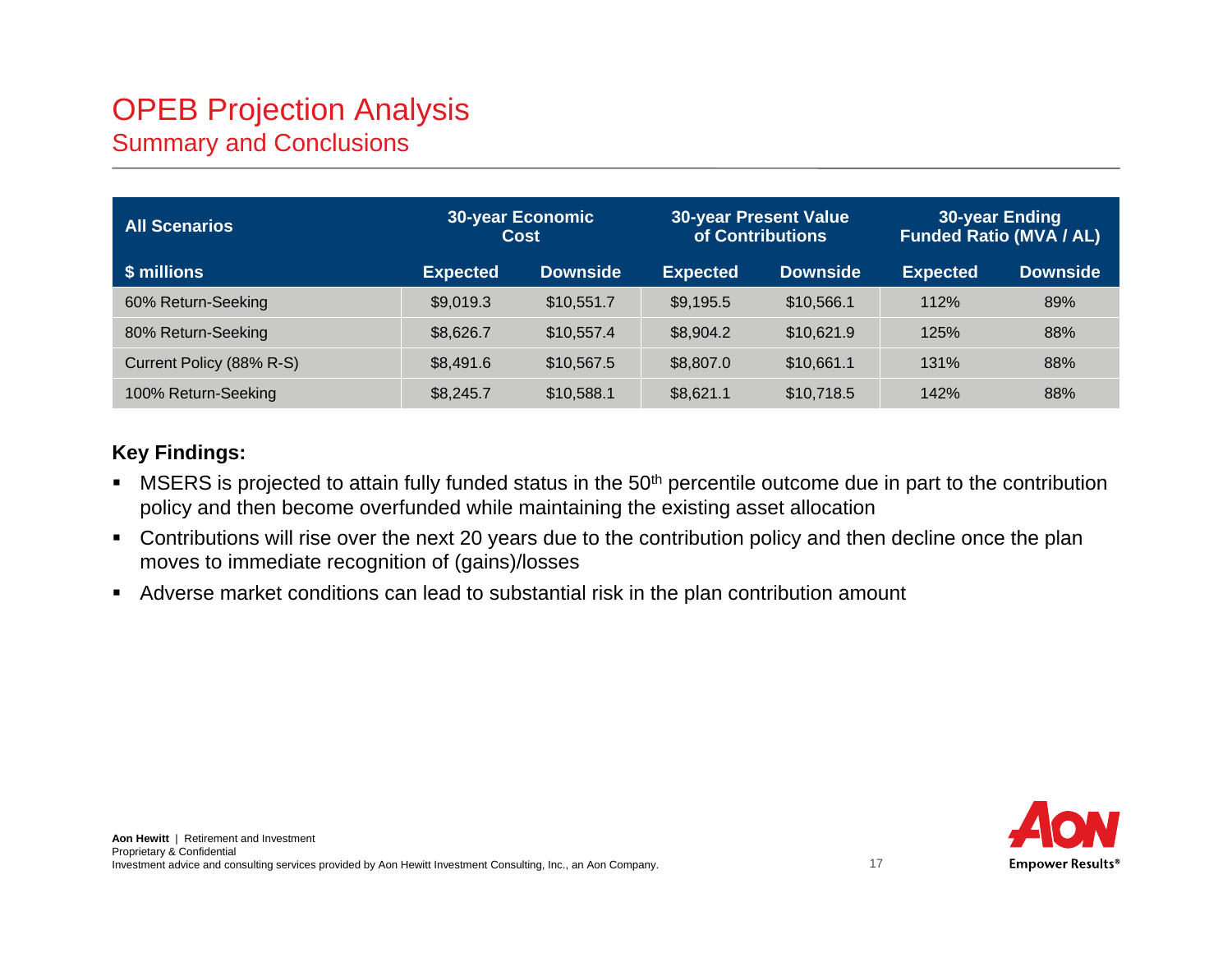# OPEB Projection Analysis

## Summary and Conclusions

| All Scenarios | 30-year Economic Cost | | 30-year Present Value of Contributions | | 30-year Ending Funded Ratio (MVA / AL) | |
|---|---|---|---|---|---|---|
| **$ millions** | **Expected** | **Downside** | **Expected** | **Downside** | **Expected** | **Downside** |
| 60% Return-Seeking | $9,019.3 | $10,551.7 | $9,195.5 | $10,566.1 | 112% | 89% |
| 80% Return-Seeking | $8,626.7 | $10,557.4 | $8,904.2 | $10,621.9 | 125% | 88% |
| Current Policy (88% R-S) | $8,491.6 | $10,567.5 | $8,807.0 | $10,661.1 | 131% | 88% |
| 100% Return-Seeking | $8,245.7 | $10,588.1 | $8,621.1 | $10,718.5 | 142% | 88% |

**Key Findings:**

- MSERS is projected to attain fully funded status in the 50th percentile outcome due in part to the contribution policy and then become overfunded while maintaining the existing asset allocation
- Contributions will rise over the next 20 years due to the contribution policy and then decline once the plan moves to immediate recognition of (gains)/losses
- Adverse market conditions can lead to substantial risk in the plan contribution amount

**Aon Hewitt** | Retirement and Investment
Proprietary & Confidential
Investment advice and consulting services provided by Aon Hewitt Investment Consulting, Inc., an Aon Company.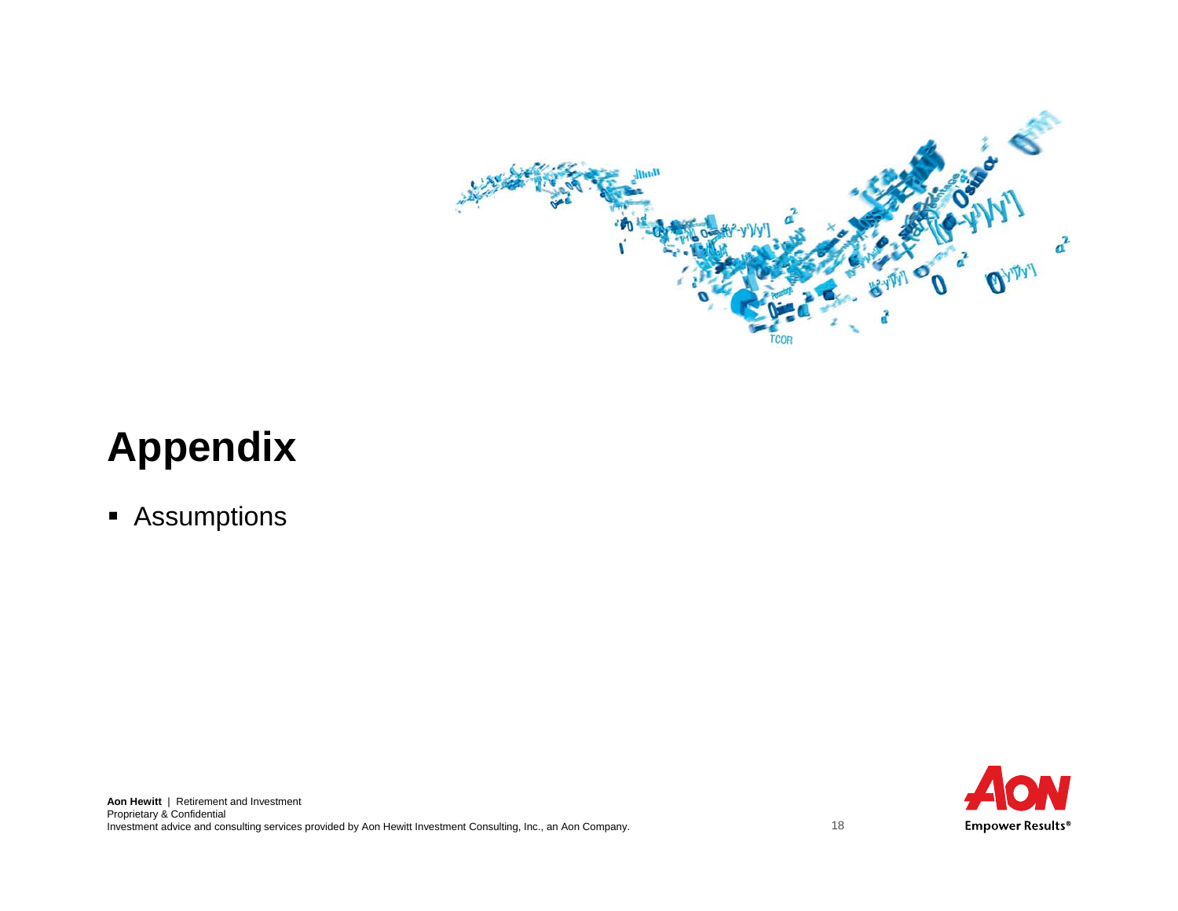# Appendix

- Assumptions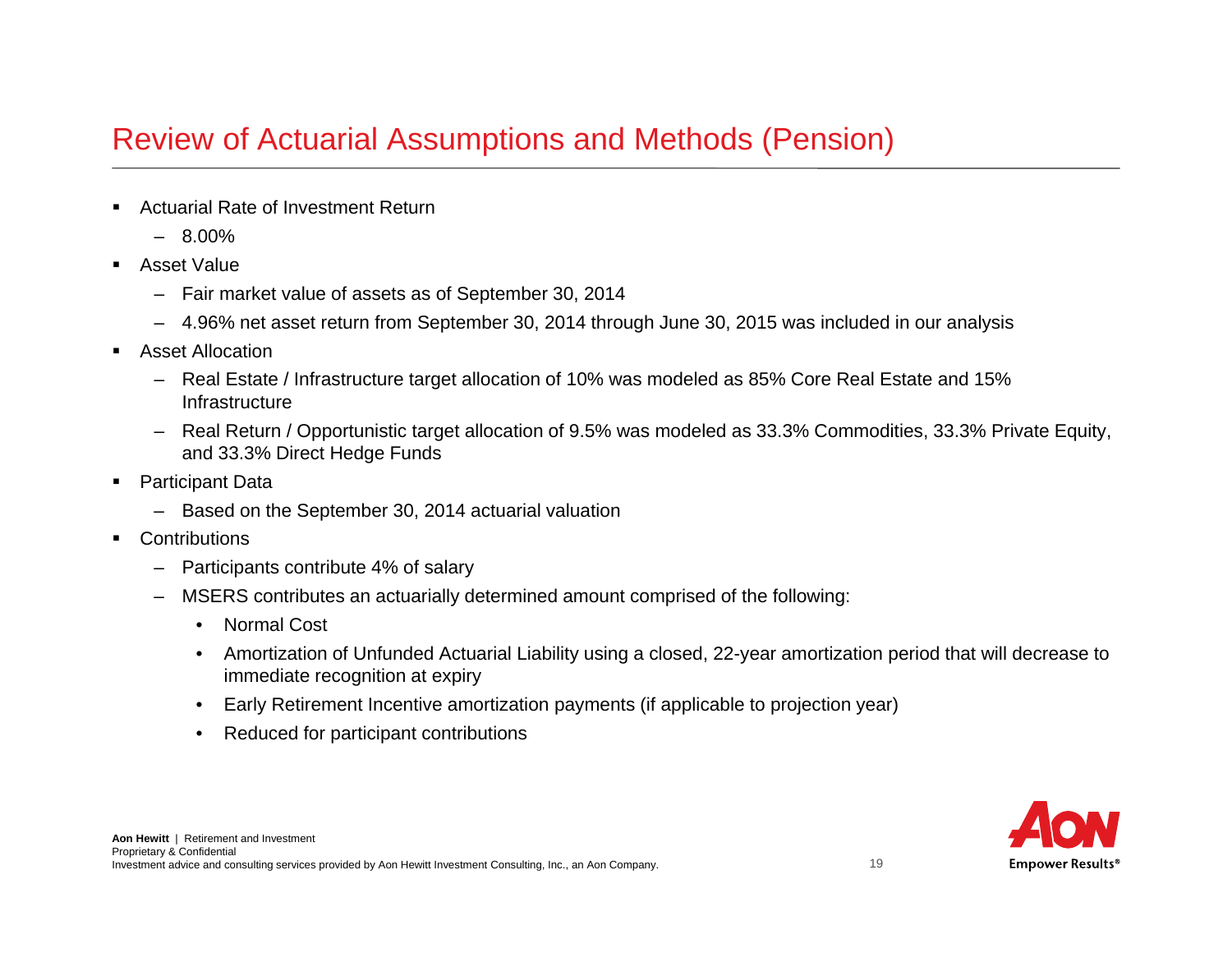# Review of Actuarial Assumptions and Methods (Pension)

- Actuarial Rate of Investment Return
  - 8.00%
- Asset Value
  - Fair market value of assets as of September 30, 2014
  - 4.96% net asset return from September 30, 2014 through June 30, 2015 was included in our analysis
- Asset Allocation
  - Real Estate / Infrastructure target allocation of 10% was modeled as 85% Core Real Estate and 15% Infrastructure
  - Real Return / Opportunistic target allocation of 9.5% was modeled as 33.3% Commodities, 33.3% Private Equity, and 33.3% Direct Hedge Funds
- Participant Data
  - Based on the September 30, 2014 actuarial valuation
- Contributions
  - Participants contribute 4% of salary
  - MSERS contributes an actuarially determined amount comprised of the following:
    - Normal Cost
    - Amortization of Unfunded Actuarial Liability using a closed, 22-year amortization period that will decrease to immediate recognition at expiry
    - Early Retirement Incentive amortization payments (if applicable to projection year)
    - Reduced for participant contributions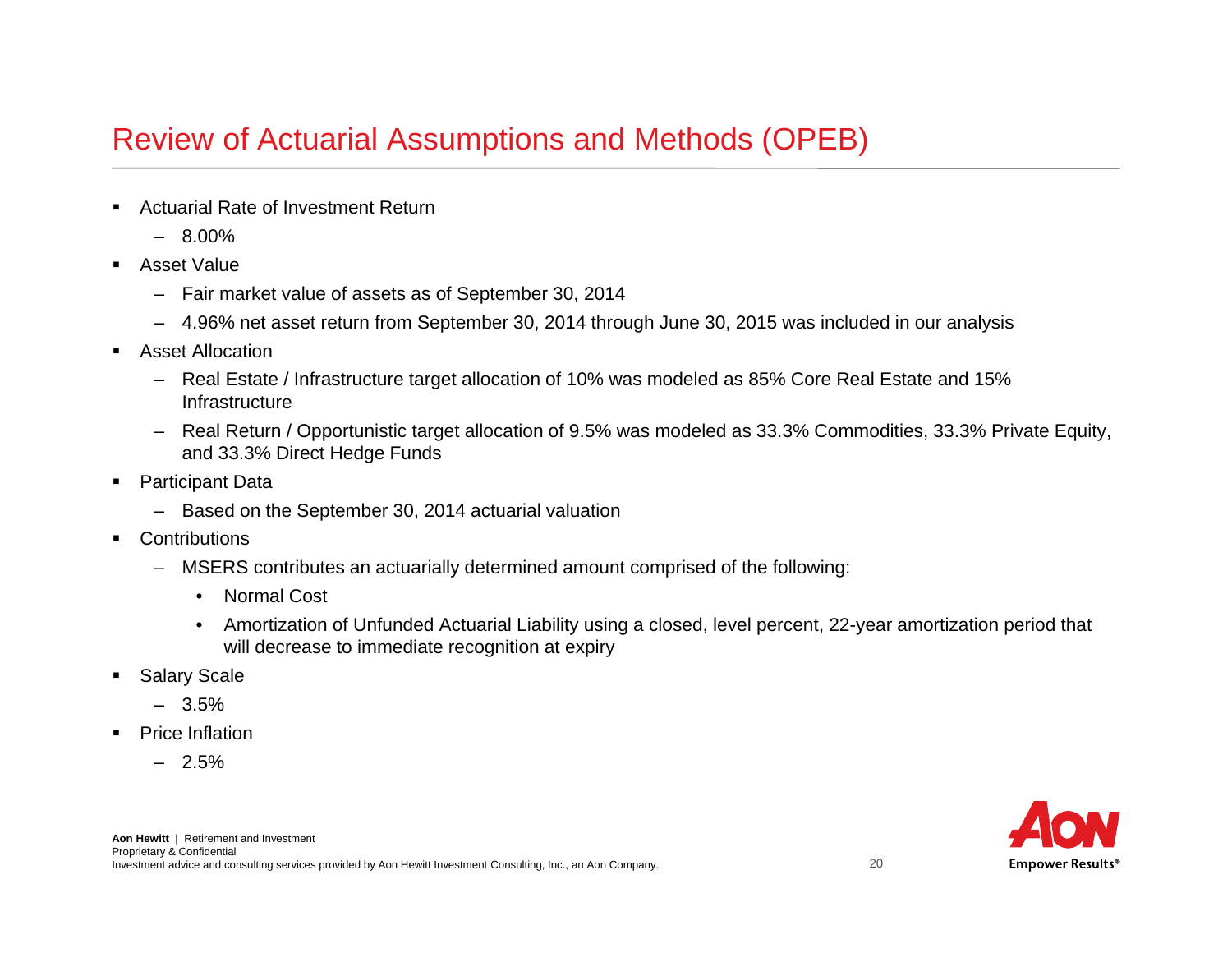# Review of Actuarial Assumptions and Methods (OPEB)

- Actuarial Rate of Investment Return
  - 8.00%
- Asset Value
  - Fair market value of assets as of September 30, 2014
  - 4.96% net asset return from September 30, 2014 through June 30, 2015 was included in our analysis
- Asset Allocation
  - Real Estate / Infrastructure target allocation of 10% was modeled as 85% Core Real Estate and 15% Infrastructure
  - Real Return / Opportunistic target allocation of 9.5% was modeled as 33.3% Commodities, 33.3% Private Equity, and 33.3% Direct Hedge Funds
- Participant Data
  - Based on the September 30, 2014 actuarial valuation
- Contributions
  - MSERS contributes an actuarially determined amount comprised of the following:
    - Normal Cost
    - Amortization of Unfunded Actuarial Liability using a closed, level percent, 22-year amortization period that will decrease to immediate recognition at expiry
- Salary Scale
  - 3.5%
- Price Inflation
  - 2.5%

**Aon Hewitt** | Retirement and Investment
Proprietary & Confidential
Investment advice and consulting services provided by Aon Hewitt Investment Consulting, Inc., an Aon Company.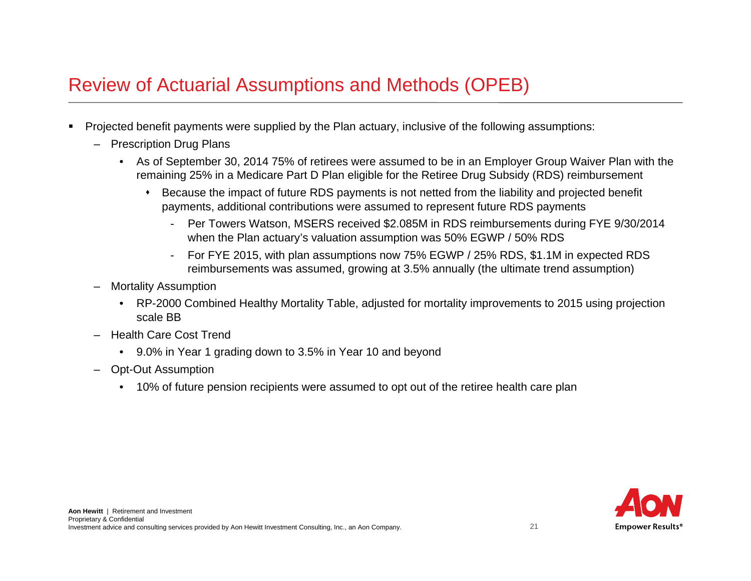# Review of Actuarial Assumptions and Methods (OPEB)

- Projected benefit payments were supplied by the Plan actuary, inclusive of the following assumptions:
  - Prescription Drug Plans
    - As of September 30, 2014 75% of retirees were assumed to be in an Employer Group Waiver Plan with the remaining 25% in a Medicare Part D Plan eligible for the Retiree Drug Subsidy (RDS) reimbursement
      - Because the impact of future RDS payments is not netted from the liability and projected benefit payments, additional contributions were assumed to represent future RDS payments
        - Per Towers Watson, MSERS received $2.085M in RDS reimbursements during FYE 9/30/2014 when the Plan actuary's valuation assumption was 50% EGWP / 50% RDS
        - For FYE 2015, with plan assumptions now 75% EGWP / 25% RDS, $1.1M in expected RDS reimbursements was assumed, growing at 3.5% annually (the ultimate trend assumption)
  - Mortality Assumption
    - RP-2000 Combined Healthy Mortality Table, adjusted for mortality improvements to 2015 using projection scale BB
  - Health Care Cost Trend
    - 9.0% in Year 1 grading down to 3.5% in Year 10 and beyond
  - Opt-Out Assumption
    - 10% of future pension recipients were assumed to opt out of the retiree health care plan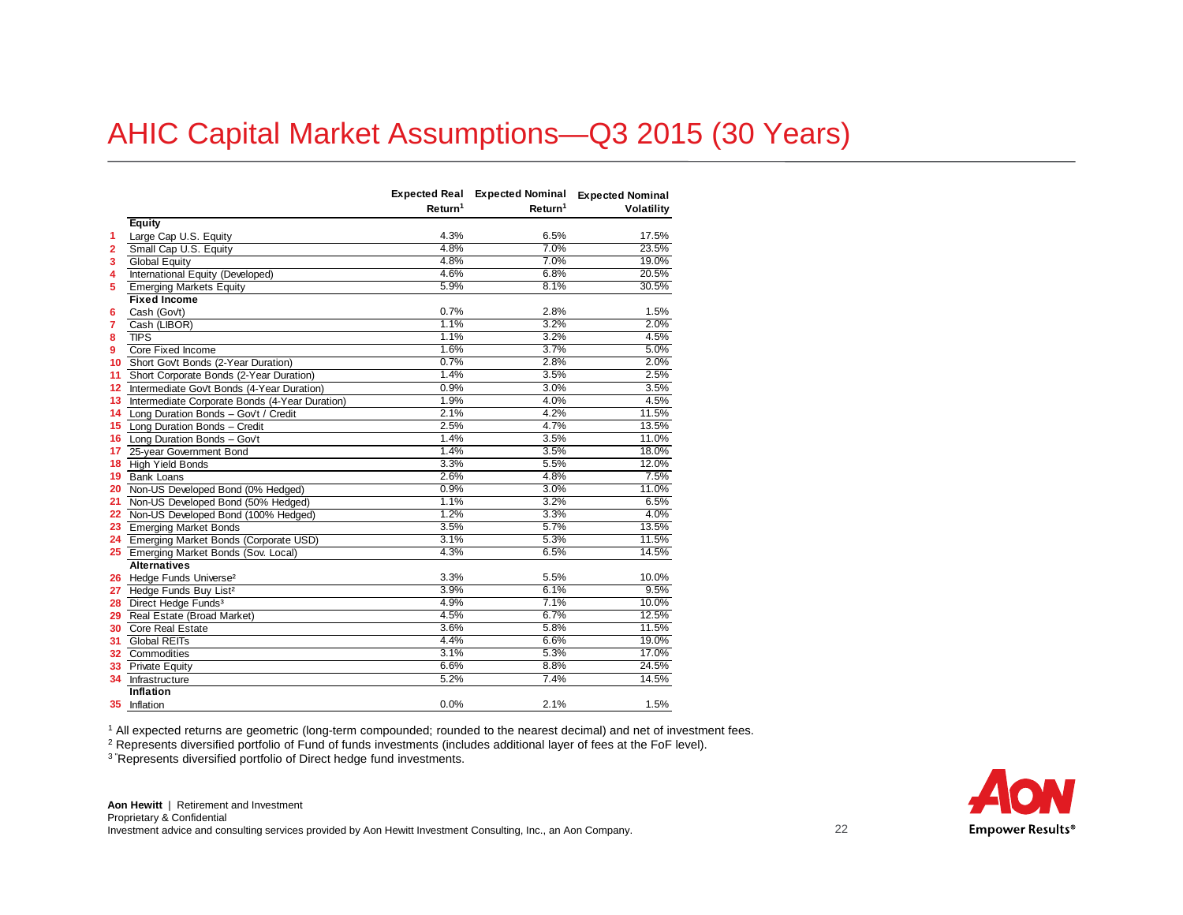# AHIC Capital Market Assumptions—Q3 2015 (30 Years)

| | | Expected Real Return[1] | Expected Nominal Return[1] | Expected Nominal Volatility |
|---|---|---|---|---|
| | **Equity** | | | |
| 1 | Large Cap U.S. Equity | 4.3% | 6.5% | 17.5% |
| 2 | Small Cap U.S. Equity | 4.8% | 7.0% | 23.5% |
| 3 | Global Equity | 4.8% | 7.0% | 19.0% |
| 4 | International Equity (Developed) | 4.6% | 6.8% | 20.5% |
| 5 | Emerging Markets Equity | 5.9% | 8.1% | 30.5% |
| | **Fixed Income** | | | |
| 6 | Cash (Gov't) | 0.7% | 2.8% | 1.5% |
| 7 | Cash (LIBOR) | 1.1% | 3.2% | 2.0% |
| 8 | TIPS | 1.1% | 3.2% | 4.5% |
| 9 | Core Fixed Income | 1.6% | 3.7% | 5.0% |
| 10 | Short Gov't Bonds (2-Year Duration) | 0.7% | 2.8% | 2.0% |
| 11 | Short Corporate Bonds (2-Year Duration) | 1.4% | 3.5% | 2.5% |
| 12 | Intermediate Gov't Bonds (4-Year Duration) | 0.9% | 3.0% | 3.5% |
| 13 | Intermediate Corporate Bonds (4-Year Duration) | 1.9% | 4.0% | 4.5% |
| 14 | Long Duration Bonds – Gov't / Credit | 2.1% | 4.2% | 11.5% |
| 15 | Long Duration Bonds – Credit | 2.5% | 4.7% | 13.5% |
| 16 | Long Duration Bonds – Gov't | 1.4% | 3.5% | 11.0% |
| 17 | 25-year Government Bond | 1.4% | 3.5% | 18.0% |
| 18 | High Yield Bonds | 3.3% | 5.5% | 12.0% |
| 19 | Bank Loans | 2.6% | 4.8% | 7.5% |
| 20 | Non-US Developed Bond (0% Hedged) | 0.9% | 3.0% | 11.0% |
| 21 | Non-US Developed Bond (50% Hedged) | 1.1% | 3.2% | 6.5% |
| 22 | Non-US Developed Bond (100% Hedged) | 1.2% | 3.3% | 4.0% |
| 23 | Emerging Market Bonds | 3.5% | 5.7% | 13.5% |
| 24 | Emerging Market Bonds (Corporate USD) | 3.1% | 5.3% | 11.5% |
| 25 | Emerging Market Bonds (Sov. Local) | 4.3% | 6.5% | 14.5% |
| | **Alternatives** | | | |
| 26 | Hedge Funds Universe[2] | 3.3% | 5.5% | 10.0% |
| 27 | Hedge Funds Buy List[2] | 3.9% | 6.1% | 9.5% |
| 28 | Direct Hedge Funds[3] | 4.9% | 7.1% | 10.0% |
| 29 | Real Estate (Broad Market) | 4.5% | 6.7% | 12.5% |
| 30 | Core Real Estate | 3.6% | 5.8% | 11.5% |
| 31 | Global REITs | 4.4% | 6.6% | 19.0% |
| 32 | Commodities | 3.1% | 5.3% | 17.0% |
| 33 | Private Equity | 6.6% | 8.8% | 24.5% |
| 34 | Infrastructure | 5.2% | 7.4% | 14.5% |
| | **Inflation** | | | |
| 35 | Inflation | 0.0% | 2.1% | 1.5% |

[1] All expected returns are geometric (long-term compounded; rounded to the nearest decimal) and net of investment fees.

[2] Represents diversified portfolio of Fund of funds investments (includes additional layer of fees at the FoF level).

[3] Represents diversified portfolio of Direct hedge fund investments.

**Aon Hewitt** | Retirement and Investment
Proprietary & Confidential
Investment advice and consulting services provided by Aon Hewitt Investment Consulting, Inc., an Aon Company.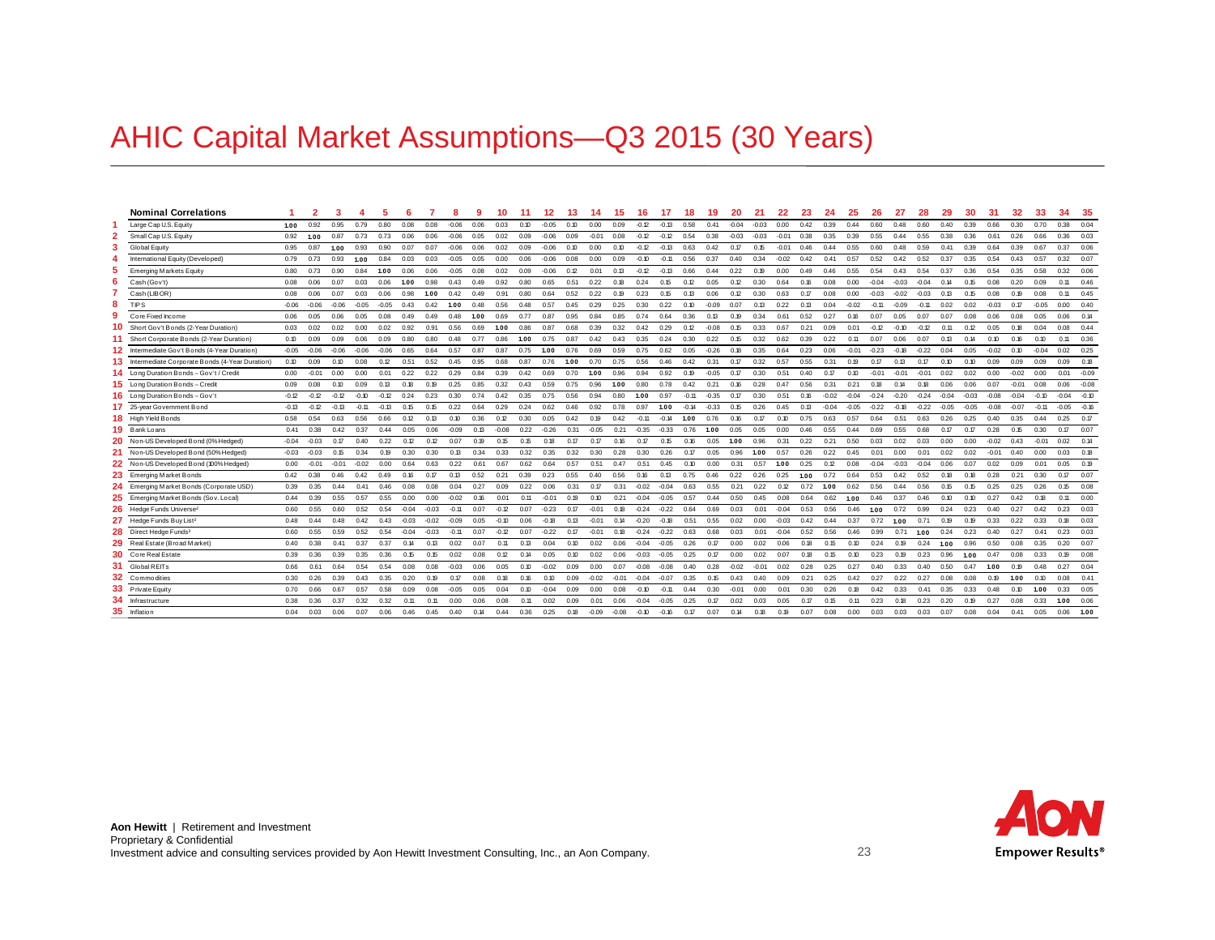# AHIC Capital Market Assumptions—Q3 2015 (30 Years)

| | Nominal Correlations | 1 | 2 | 3 | 4 | 5 | 6 | 7 | 8 | 9 | 10 | 11 | 12 | 13 | 14 | 15 | 16 | 17 | 18 | 19 | 20 | 21 | 22 | 23 | 24 | 25 | 26 | 27 | 28 | 29 | 30 | 31 | 32 | 33 | 34 | 35 |
|---|---|---|---|---|---|---|---|---|---|---|---|---|---|---|---|---|---|---|---|---|---|---|---|---|---|---|---|---|---|---|---|---|---|---|---|---|
| 1 | Large Cap U.S. Equity | 1.00 | 0.92 | 0.95 | 0.79 | 0.80 | 0.08 | 0.08 | -0.06 | 0.06 | 0.03 | 0.10 | -0.05 | 0.10 | 0.00 | 0.09 | -0.12 | -0.13 | 0.58 | 0.41 | -0.04 | -0.03 | 0.00 | 0.42 | 0.39 | 0.44 | 0.60 | 0.48 | 0.60 | 0.40 | 0.39 | 0.66 | 0.30 | 0.70 | 0.38 | 0.04 |
| 2 | Small Cap U.S. Equity | 0.92 | 1.00 | 0.87 | 0.73 | 0.73 | 0.06 | 0.06 | -0.06 | 0.05 | 0.02 | 0.09 | -0.06 | 0.09 | -0.01 | 0.08 | -0.12 | -0.12 | 0.54 | 0.38 | -0.03 | -0.03 | -0.01 | 0.38 | 0.35 | 0.39 | 0.55 | 0.44 | 0.55 | 0.38 | 0.36 | 0.61 | 0.26 | 0.66 | 0.36 | 0.03 |
| 3 | Global Equity | 0.95 | 0.87 | 1.00 | 0.93 | 0.90 | 0.07 | 0.07 | -0.06 | 0.06 | 0.02 | 0.09 | -0.06 | 0.10 | 0.00 | 0.10 | -0.12 | -0.13 | 0.63 | 0.42 | 0.17 | 0.15 | -0.01 | 0.46 | 0.44 | 0.55 | 0.60 | 0.48 | 0.59 | 0.41 | 0.39 | 0.64 | 0.39 | 0.67 | 0.37 | 0.06 |
| 4 | International Equity (Developed) | 0.79 | 0.73 | 0.93 | 1.00 | 0.84 | 0.03 | 0.03 | -0.05 | 0.05 | 0.00 | 0.06 | -0.06 | 0.08 | 0.00 | 0.09 | -0.10 | -0.11 | 0.56 | 0.37 | 0.40 | 0.34 | -0.02 | 0.42 | 0.41 | 0.57 | 0.52 | 0.42 | 0.52 | 0.37 | 0.35 | 0.54 | 0.43 | 0.57 | 0.32 | 0.07 |
| 5 | Emerging Markets Equity | 0.80 | 0.73 | 0.90 | 0.84 | 1.00 | 0.06 | 0.06 | -0.05 | 0.08 | 0.02 | 0.09 | -0.06 | 0.12 | 0.01 | 0.13 | -0.12 | -0.13 | 0.66 | 0.44 | 0.22 | 0.19 | 0.00 | 0.49 | 0.46 | 0.55 | 0.54 | 0.43 | 0.54 | 0.37 | 0.36 | 0.54 | 0.35 | 0.58 | 0.32 | 0.06 |
| 6 | Cash (Gov't) | 0.08 | 0.06 | 0.07 | 0.03 | 0.06 | 1.00 | 0.98 | 0.43 | 0.49 | 0.92 | 0.80 | 0.65 | 0.51 | 0.22 | 0.18 | 0.24 | 0.15 | 0.12 | 0.05 | 0.12 | 0.30 | 0.64 | 0.16 | 0.08 | 0.00 | -0.04 | -0.03 | -0.04 | 0.14 | 0.15 | 0.08 | 0.20 | 0.09 | 0.11 | 0.46 |
| 7 | Cash (LIBOR) | 0.08 | 0.06 | 0.07 | 0.03 | 0.06 | 0.98 | 1.00 | 0.42 | 0.49 | 0.91 | 0.80 | 0.64 | 0.52 | 0.22 | 0.19 | 0.23 | 0.15 | 0.13 | 0.06 | 0.12 | 0.30 | 0.63 | 0.17 | 0.08 | 0.00 | -0.03 | -0.02 | -0.03 | 0.13 | 0.15 | 0.08 | 0.19 | 0.08 | 0.11 | 0.45 |
| 8 | TIPS | -0.06 | -0.06 | -0.06 | -0.05 | -0.05 | 0.43 | 0.42 | 1.00 | 0.48 | 0.56 | 0.48 | 0.57 | 0.45 | 0.29 | 0.25 | 0.30 | 0.22 | 0.10 | -0.09 | 0.07 | 0.13 | 0.22 | 0.13 | 0.04 | -0.02 | -0.11 | -0.09 | -0.11 | 0.02 | 0.02 | -0.03 | 0.17 | -0.05 | 0.00 | 0.40 |
| 9 | Core Fixed Income | 0.06 | 0.05 | 0.06 | 0.05 | 0.08 | 0.49 | 0.49 | 0.48 | 1.00 | 0.69 | 0.77 | 0.87 | 0.95 | 0.84 | 0.85 | 0.74 | 0.64 | 0.36 | 0.13 | 0.19 | 0.34 | 0.61 | 0.52 | 0.27 | 0.16 | 0.07 | 0.05 | 0.07 | 0.07 | 0.08 | 0.06 | 0.08 | 0.05 | 0.06 | 0.14 |
| 10 | Short Gov't Bonds (2-Year Duration) | 0.03 | 0.02 | 0.02 | 0.00 | 0.02 | 0.92 | 0.91 | 0.56 | 0.69 | 1.00 | 0.86 | 0.87 | 0.68 | 0.39 | 0.32 | 0.42 | 0.29 | 0.12 | -0.08 | 0.15 | 0.33 | 0.67 | 0.21 | 0.09 | 0.01 | -0.12 | -0.10 | -0.12 | 0.11 | 0.12 | 0.05 | 0.18 | 0.04 | 0.08 | 0.44 |
| 11 | Short Corporate Bonds (2-Year Duration) | 0.10 | 0.09 | 0.09 | 0.06 | 0.09 | 0.80 | 0.80 | 0.48 | 0.77 | 0.86 | 1.00 | 0.75 | 0.87 | 0.42 | 0.43 | 0.35 | 0.24 | 0.30 | 0.22 | 0.15 | 0.32 | 0.62 | 0.39 | 0.22 | 0.11 | 0.07 | 0.06 | 0.07 | 0.13 | 0.14 | 0.10 | 0.16 | 0.10 | 0.11 | 0.36 |
| 12 | Intermediate Gov't Bonds (4-Year Duration) | -0.05 | -0.06 | -0.06 | -0.06 | -0.06 | 0.65 | 0.64 | 0.57 | 0.87 | 0.87 | 0.75 | 1.00 | 0.76 | 0.69 | 0.59 | 0.75 | 0.62 | 0.05 | -0.26 | 0.18 | 0.35 | 0.64 | 0.23 | 0.06 | -0.01 | -0.23 | -0.18 | -0.22 | 0.04 | 0.05 | -0.02 | 0.10 | -0.04 | 0.02 | 0.25 |
| 13 | Intermediate Corporate Bonds (4-Year Duration) | 0.10 | 0.09 | 0.10 | 0.08 | 0.12 | 0.51 | 0.52 | 0.45 | 0.95 | 0.68 | 0.87 | 0.76 | 1.00 | 0.70 | 0.75 | 0.56 | 0.46 | 0.42 | 0.31 | 0.17 | 0.32 | 0.57 | 0.55 | 0.31 | 0.19 | 0.17 | 0.13 | 0.17 | 0.10 | 0.10 | 0.09 | 0.09 | 0.09 | 0.09 | 0.18 |
| 14 | Long Duration Bonds – Gov't / Credit | 0.00 | -0.01 | 0.00 | 0.00 | 0.01 | 0.22 | 0.22 | 0.29 | 0.84 | 0.39 | 0.42 | 0.69 | 0.70 | 1.00 | 0.96 | 0.94 | 0.92 | 0.19 | -0.05 | 0.17 | 0.30 | 0.51 | 0.40 | 0.17 | 0.10 | -0.01 | -0.01 | -0.01 | 0.02 | 0.02 | 0.00 | 0.00 | -0.02 | 0.00 | -0.09 |
| 15 | Long Duration Bonds – Credit | 0.09 | 0.08 | 0.10 | 0.09 | 0.13 | 0.18 | 0.19 | 0.25 | 0.85 | 0.32 | 0.43 | 0.59 | 0.75 | 0.96 | 1.00 | 0.80 | 0.78 | 0.42 | 0.21 | 0.16 | 0.28 | 0.47 | 0.56 | 0.31 | 0.21 | 0.18 | 0.14 | 0.18 | 0.06 | 0.06 | 0.07 | -0.01 | 0.08 | 0.06 | -0.08 |
| 16 | Long Duration Bonds – Gov't | -0.12 | -0.12 | -0.12 | -0.10 | -0.12 | 0.24 | 0.23 | 0.30 | 0.74 | 0.42 | 0.35 | 0.75 | 0.56 | 0.94 | 0.80 | 1.00 | 0.97 | -0.11 | -0.35 | 0.17 | 0.30 | 0.51 | 0.16 | -0.02 | -0.04 | -0.24 | -0.20 | -0.24 | -0.04 | -0.03 | -0.08 | -0.04 | -0.10 | -0.04 | -0.10 |
| 17 | 25-year Government Bond | -0.13 | -0.12 | -0.13 | -0.11 | -0.13 | 0.15 | 0.15 | 0.22 | 0.64 | 0.29 | 0.24 | 0.62 | 0.46 | 0.92 | 0.78 | 0.97 | 1.00 | -0.14 | -0.33 | 0.15 | 0.26 | 0.45 | 0.13 | -0.04 | -0.05 | -0.22 | -0.18 | -0.22 | -0.05 | -0.05 | -0.08 | -0.07 | -0.11 | -0.05 | -0.16 |
| 18 | High Yield Bonds | 0.58 | 0.54 | 0.63 | 0.56 | 0.66 | 0.12 | 0.13 | 0.10 | 0.36 | 0.12 | 0.30 | 0.05 | 0.42 | 0.19 | 0.42 | -0.11 | -0.14 | 1.00 | 0.76 | 0.16 | 0.17 | 0.10 | 0.75 | 0.63 | 0.57 | 0.64 | 0.51 | 0.63 | 0.26 | 0.25 | 0.40 | 0.35 | 0.44 | 0.25 | 0.17 |
| 19 | Bank Loans | 0.41 | 0.38 | 0.42 | 0.37 | 0.44 | 0.05 | 0.06 | -0.09 | 0.13 | -0.08 | 0.22 | -0.26 | 0.31 | -0.05 | 0.21 | -0.35 | -0.33 | 0.76 | 1.00 | 0.05 | 0.05 | 0.00 | 0.46 | 0.55 | 0.44 | 0.69 | 0.55 | 0.68 | 0.17 | 0.17 | 0.28 | 0.15 | 0.30 | 0.17 | 0.07 |
| 20 | Non-US Developed Bond (0% Hedged) | -0.04 | -0.03 | 0.17 | 0.40 | 0.22 | 0.12 | 0.12 | 0.07 | 0.19 | 0.15 | 0.15 | 0.18 | 0.17 | 0.17 | 0.16 | 0.17 | 0.15 | 0.16 | 0.05 | 1.00 | 0.96 | 0.31 | 0.22 | 0.21 | 0.50 | 0.03 | 0.02 | 0.03 | 0.00 | 0.00 | -0.02 | 0.43 | -0.01 | 0.02 | 0.14 |
| 21 | Non-US Developed Bond (50% Hedged) | -0.03 | -0.03 | 0.15 | 0.34 | 0.19 | 0.30 | 0.30 | 0.13 | 0.34 | 0.33 | 0.32 | 0.35 | 0.32 | 0.30 | 0.28 | 0.30 | 0.26 | 0.17 | 0.05 | 0.96 | 1.00 | 0.57 | 0.26 | 0.22 | 0.45 | 0.01 | 0.00 | 0.01 | 0.02 | 0.02 | -0.01 | 0.40 | 0.00 | 0.03 | 0.18 |
| 22 | Non-US Developed Bond (100% Hedged) | 0.00 | -0.01 | -0.01 | -0.02 | 0.00 | 0.64 | 0.63 | 0.22 | 0.61 | 0.67 | 0.62 | 0.64 | 0.57 | 0.51 | 0.47 | 0.51 | 0.45 | 0.10 | 0.00 | 0.31 | 0.57 | 1.00 | 0.25 | 0.12 | 0.08 | -0.04 | -0.03 | -0.04 | 0.06 | 0.07 | 0.02 | 0.09 | 0.01 | 0.05 | 0.19 |
| 23 | Emerging Market Bonds | 0.42 | 0.38 | 0.46 | 0.42 | 0.49 | 0.16 | 0.17 | 0.13 | 0.52 | 0.21 | 0.39 | 0.23 | 0.55 | 0.40 | 0.56 | 0.16 | 0.13 | 0.75 | 0.46 | 0.22 | 0.26 | 0.25 | 1.00 | 0.72 | 0.64 | 0.53 | 0.42 | 0.52 | 0.18 | 0.18 | 0.28 | 0.21 | 0.30 | 0.17 | 0.07 |
| 24 | Emerging Market Bonds (Corporate USD) | 0.39 | 0.35 | 0.44 | 0.41 | 0.46 | 0.08 | 0.08 | 0.04 | 0.27 | 0.09 | 0.22 | 0.06 | 0.31 | 0.17 | 0.31 | -0.02 | -0.04 | 0.63 | 0.55 | 0.21 | 0.22 | 0.12 | 0.72 | 1.00 | 0.62 | 0.56 | 0.44 | 0.56 | 0.15 | 0.15 | 0.25 | 0.25 | 0.26 | 0.15 | 0.08 |
| 25 | Emerging Market Bonds (Sov. Local) | 0.44 | 0.39 | 0.55 | 0.57 | 0.55 | 0.00 | 0.00 | -0.02 | 0.16 | 0.01 | 0.11 | -0.01 | 0.19 | 0.10 | 0.21 | -0.04 | -0.05 | 0.57 | 0.44 | 0.50 | 0.45 | 0.08 | 0.64 | 0.62 | 1.00 | 0.46 | 0.37 | 0.46 | 0.10 | 0.10 | 0.27 | 0.42 | 0.18 | 0.11 | 0.00 |
| 26 | Hedge Funds Universe² | 0.60 | 0.55 | 0.60 | 0.52 | 0.54 | -0.04 | -0.03 | -0.11 | 0.07 | -0.12 | 0.07 | -0.23 | 0.17 | -0.01 | 0.18 | -0.24 | -0.22 | 0.64 | 0.69 | 0.03 | 0.01 | -0.04 | 0.53 | 0.56 | 0.46 | 1.00 | 0.72 | 0.99 | 0.24 | 0.23 | 0.40 | 0.27 | 0.42 | 0.23 | 0.03 |
| 27 | Hedge Funds Buy List² | 0.48 | 0.44 | 0.48 | 0.42 | 0.43 | -0.03 | -0.02 | -0.09 | 0.05 | -0.10 | 0.06 | -0.18 | 0.13 | -0.01 | 0.14 | -0.20 | -0.18 | 0.51 | 0.55 | 0.02 | 0.00 | -0.03 | 0.42 | 0.44 | 0.37 | 0.72 | 1.00 | 0.71 | 0.19 | 0.19 | 0.33 | 0.22 | 0.33 | 0.18 | 0.03 |
| 28 | Direct Hedge Funds² | 0.60 | 0.55 | 0.59 | 0.52 | 0.54 | -0.04 | -0.03 | -0.11 | 0.07 | -0.12 | 0.07 | -0.22 | 0.17 | -0.01 | 0.18 | -0.24 | -0.22 | 0.63 | 0.68 | 0.03 | 0.01 | -0.04 | 0.52 | 0.56 | 0.46 | 0.99 | 0.71 | 1.00 | 0.24 | 0.23 | 0.40 | 0.27 | 0.41 | 0.23 | 0.03 |
| 29 | Real Estate (Broad Market) | 0.40 | 0.38 | 0.41 | 0.37 | 0.37 | 0.14 | 0.13 | 0.02 | 0.07 | 0.11 | 0.13 | 0.04 | 0.10 | 0.02 | 0.06 | -0.04 | -0.05 | 0.26 | 0.17 | 0.00 | 0.02 | 0.06 | 0.18 | 0.15 | 0.10 | 0.24 | 0.19 | 0.24 | 1.00 | 0.96 | 0.50 | 0.08 | 0.35 | 0.20 | 0.07 |
| 30 | Core Real Estate | 0.39 | 0.36 | 0.39 | 0.35 | 0.36 | 0.15 | 0.15 | 0.02 | 0.08 | 0.12 | 0.14 | 0.05 | 0.10 | 0.02 | 0.06 | -0.03 | -0.05 | 0.25 | 0.17 | 0.00 | 0.02 | 0.07 | 0.18 | 0.15 | 0.10 | 0.23 | 0.19 | 0.23 | 0.96 | 1.00 | 0.47 | 0.08 | 0.33 | 0.19 | 0.08 |
| 31 | Global REITs | 0.66 | 0.61 | 0.64 | 0.54 | 0.54 | 0.08 | 0.08 | -0.03 | 0.06 | 0.05 | 0.10 | -0.02 | 0.09 | 0.00 | 0.07 | -0.08 | -0.08 | 0.40 | 0.28 | -0.02 | -0.01 | 0.02 | 0.28 | 0.25 | 0.27 | 0.40 | 0.33 | 0.40 | 0.50 | 0.47 | 1.00 | 0.19 | 0.48 | 0.27 | 0.04 |
| 32 | Commodities | 0.30 | 0.26 | 0.39 | 0.43 | 0.35 | 0.20 | 0.19 | 0.17 | 0.08 | 0.18 | 0.16 | 0.10 | 0.09 | -0.02 | -0.01 | -0.04 | -0.07 | 0.35 | 0.15 | 0.43 | 0.40 | 0.09 | 0.21 | 0.25 | 0.42 | 0.27 | 0.22 | 0.27 | 0.08 | 0.08 | 0.19 | 1.00 | 0.10 | 0.08 | 0.41 |
| 33 | Private Equity | 0.70 | 0.66 | 0.67 | 0.57 | 0.58 | 0.09 | 0.08 | -0.05 | 0.05 | 0.04 | 0.10 | -0.04 | 0.09 | 0.00 | 0.08 | -0.10 | -0.11 | 0.44 | 0.30 | -0.01 | 0.00 | 0.01 | 0.30 | 0.26 | 0.18 | 0.42 | 0.33 | 0.41 | 0.35 | 0.33 | 0.48 | 0.10 | 1.00 | 0.33 | 0.05 |
| 34 | Infrastructure | 0.38 | 0.36 | 0.37 | 0.32 | 0.32 | 0.11 | 0.11 | 0.00 | 0.06 | 0.08 | 0.11 | 0.02 | 0.09 | 0.01 | 0.06 | -0.04 | -0.05 | 0.25 | 0.17 | 0.02 | 0.03 | 0.05 | 0.17 | 0.15 | 0.11 | 0.23 | 0.18 | 0.23 | 0.20 | 0.19 | 0.27 | 0.08 | 0.33 | 1.00 | 0.06 |
| 35 | Inflation | 0.04 | 0.03 | 0.06 | 0.07 | 0.06 | 0.46 | 0.45 | 0.40 | 0.14 | 0.44 | 0.36 | 0.25 | 0.18 | -0.09 | -0.08 | -0.10 | -0.16 | 0.17 | 0.07 | 0.14 | 0.18 | 0.19 | 0.07 | 0.08 | 0.00 | 0.03 | 0.03 | 0.03 | 0.07 | 0.08 | 0.04 | 0.41 | 0.05 | 0.06 | 1.00 |

**Aon Hewitt** | Retirement and Investment
Proprietary & Confidential
Investment advice and consulting services provided by Aon Hewitt Investment Consulting, Inc., an Aon Company.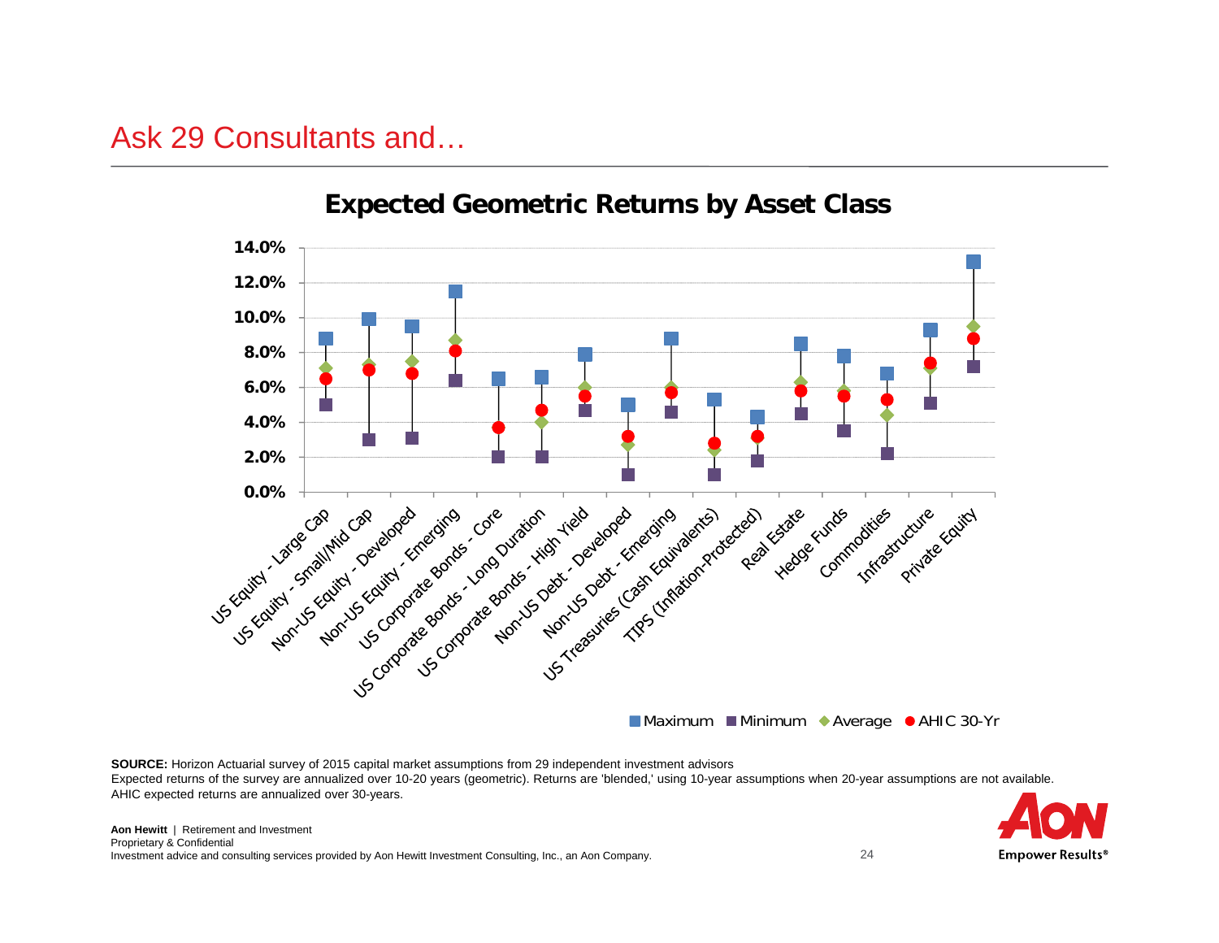# Ask 29 Consultants and…

## Expected Geometric Returns by Asset Class

Maximum ■ Minimum ◆ Average ● AHIC 30-Yr

**SOURCE:** Horizon Actuarial survey of 2015 capital market assumptions from 29 independent investment advisors

Expected returns of the survey are annualized over 10-20 years (geometric). Returns are 'blended,' using 10-year assumptions when 20-year assumptions are not available. AHIC expected returns are annualized over 30-years.

**Aon Hewitt** | Retirement and Investment
Proprietary & Confidential
Investment advice and consulting services provided by Aon Hewitt Investment Consulting, Inc., an Aon Company.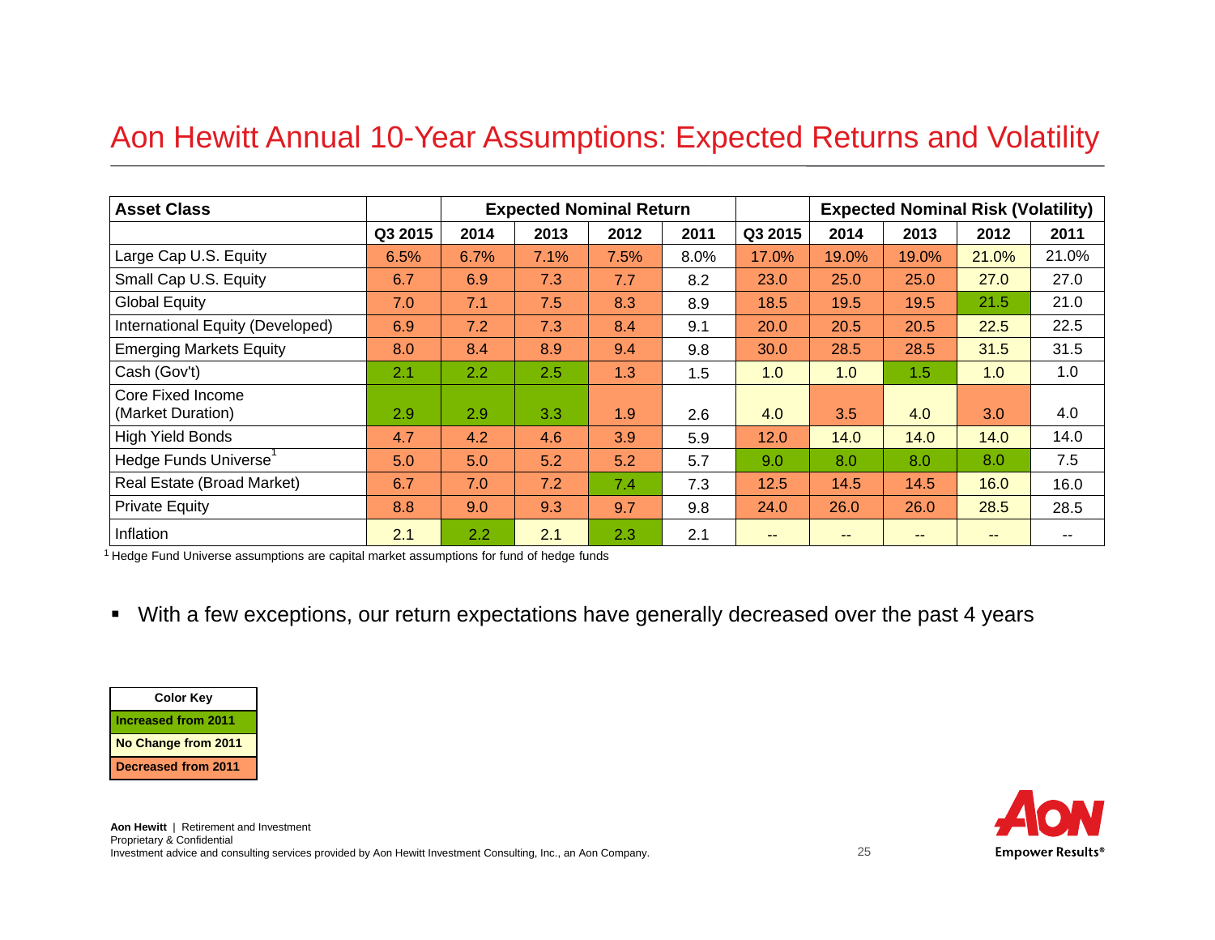# Aon Hewitt Annual 10-Year Assumptions: Expected Returns and Volatility

| Asset Class | Expected Nominal Return | | | | | Expected Nominal Risk (Volatility) | | | | |
|---|---|---|---|---|---|---|---|---|---|---|
| | Q3 2015 | 2014 | 2013 | 2012 | 2011 | Q3 2015 | 2014 | 2013 | 2012 | 2011 |
| Large Cap U.S. Equity | 6.5% | 6.7% | 7.1% | 7.5% | 8.0% | 17.0% | 19.0% | 19.0% | 21.0% | 21.0% |
| Small Cap U.S. Equity | 6.7 | 6.9 | 7.3 | 7.7 | 8.2 | 23.0 | 25.0 | 25.0 | 27.0 | 27.0 |
| Global Equity | 7.0 | 7.1 | 7.5 | 8.3 | 8.9 | 18.5 | 19.5 | 19.5 | 21.5 | 21.0 |
| International Equity (Developed) | 6.9 | 7.2 | 7.3 | 8.4 | 9.1 | 20.0 | 20.5 | 20.5 | 22.5 | 22.5 |
| Emerging Markets Equity | 8.0 | 8.4 | 8.9 | 9.4 | 9.8 | 30.0 | 28.5 | 28.5 | 31.5 | 31.5 |
| Cash (Gov't) | 2.1 | 2.2 | 2.5 | 1.3 | 1.5 | 1.0 | 1.0 | 1.5 | 1.0 | 1.0 |
| Core Fixed Income (Market Duration) | 2.9 | 2.9 | 3.3 | 1.9 | 2.6 | 4.0 | 3.5 | 4.0 | 3.0 | 4.0 |
| High Yield Bonds | 4.7 | 4.2 | 4.6 | 3.9 | 5.9 | 12.0 | 14.0 | 14.0 | 14.0 | 14.0 |
| Hedge Funds Universe[1] | 5.0 | 5.0 | 5.2 | 5.2 | 5.7 | 9.0 | 8.0 | 8.0 | 8.0 | 7.5 |
| Real Estate (Broad Market) | 6.7 | 7.0 | 7.2 | 7.4 | 7.3 | 12.5 | 14.5 | 14.5 | 16.0 | 16.0 |
| Private Equity | 8.8 | 9.0 | 9.3 | 9.7 | 9.8 | 24.0 | 26.0 | 26.0 | 28.5 | 28.5 |
| Inflation | 2.1 | 2.2 | 2.1 | 2.3 | 2.1 | -- | -- | -- | -- | -- |

[1] Hedge Fund Universe assumptions are capital market assumptions for fund of hedge funds

- With a few exceptions, our return expectations have generally decreased over the past 4 years

| Color Key |
|---|
| Increased from 2011 |
| No Change from 2011 |
| Decreased from 2011 |

**Aon Hewitt** | Retirement and Investment
Proprietary & Confidential
Investment advice and consulting services provided by Aon Hewitt Investment Consulting, Inc., an Aon Company.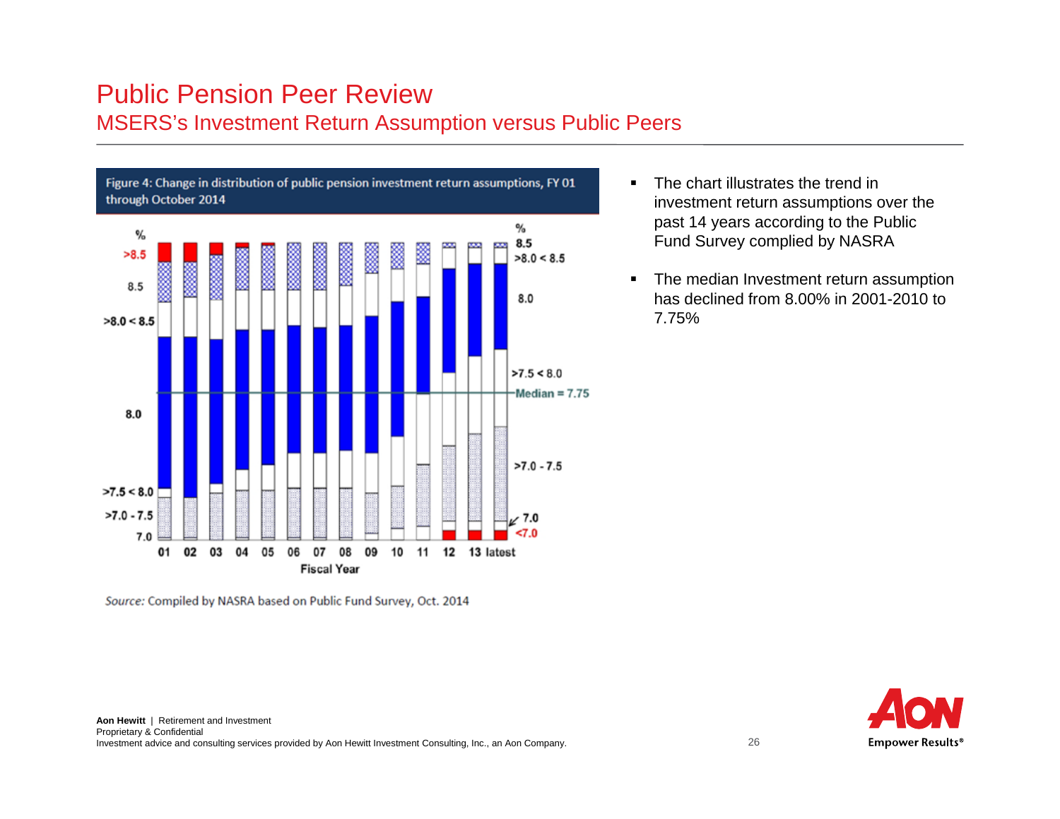# Public Pension Peer Review

## MSERS's Investment Return Assumption versus Public Peers

**Figure 4: Change in distribution of public pension investment return assumptions, FY 01 through October 2014**

*Source:* Compiled by NASRA based on Public Fund Survey, Oct. 2014

- The chart illustrates the trend in investment return assumptions over the past 14 years according to the Public Fund Survey complied by NASRA
- The median Investment return assumption has declined from 8.00% in 2001-2010 to 7.75%

**Aon Hewitt** | Retirement and Investment
Proprietary & Confidential
Investment advice and consulting services provided by Aon Hewitt Investment Consulting, Inc., an Aon Company.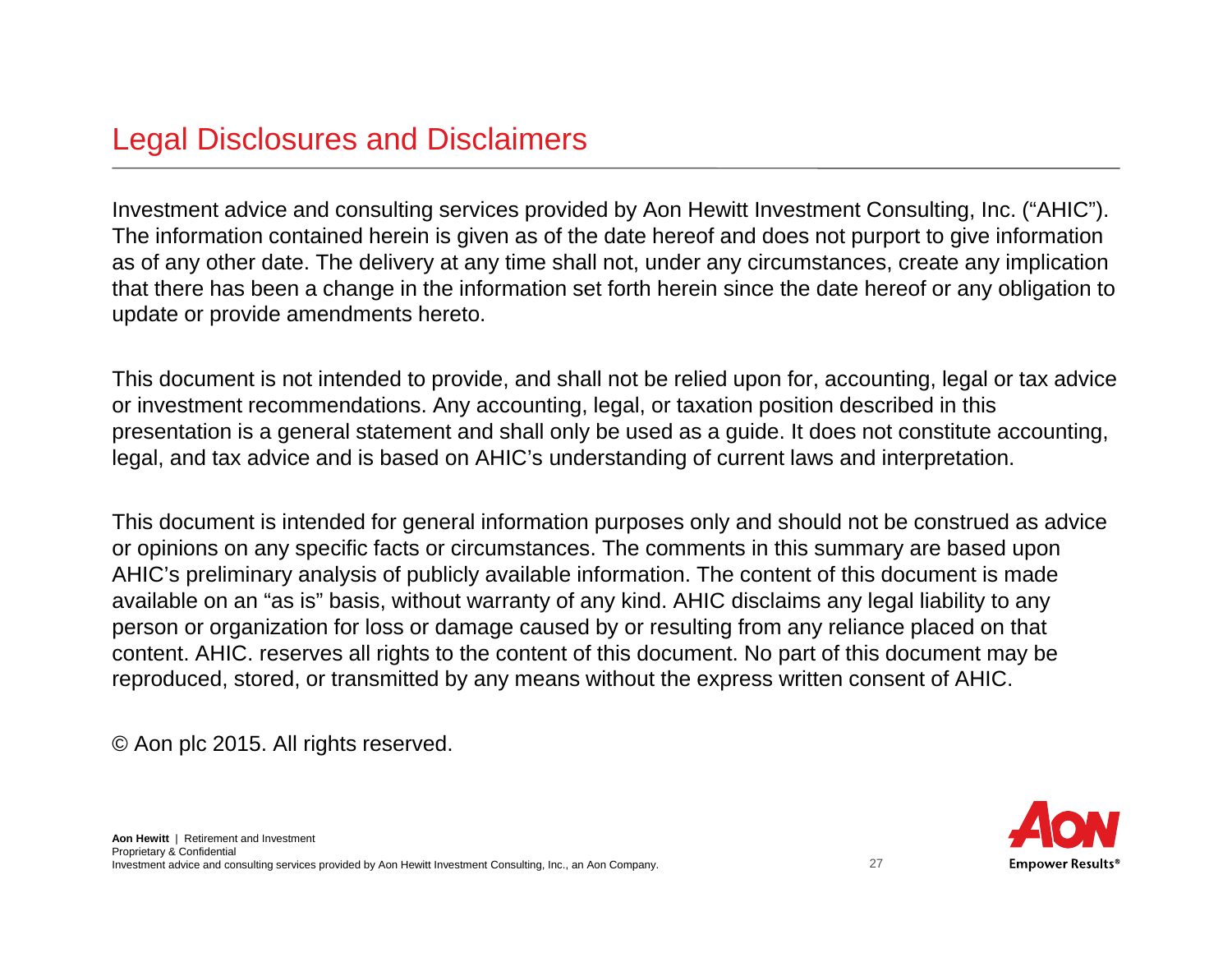# Legal Disclosures and Disclaimers

Investment advice and consulting services provided by Aon Hewitt Investment Consulting, Inc. ("AHIC"). The information contained herein is given as of the date hereof and does not purport to give information as of any other date. The delivery at any time shall not, under any circumstances, create any implication that there has been a change in the information set forth herein since the date hereof or any obligation to update or provide amendments hereto.

This document is not intended to provide, and shall not be relied upon for, accounting, legal or tax advice or investment recommendations. Any accounting, legal, or taxation position described in this presentation is a general statement and shall only be used as a guide. It does not constitute accounting, legal, and tax advice and is based on AHIC's understanding of current laws and interpretation.

This document is intended for general information purposes only and should not be construed as advice or opinions on any specific facts or circumstances. The comments in this summary are based upon AHIC's preliminary analysis of publicly available information. The content of this document is made available on an "as is" basis, without warranty of any kind. AHIC disclaims any legal liability to any person or organization for loss or damage caused by or resulting from any reliance placed on that content. AHIC. reserves all rights to the content of this document. No part of this document may be reproduced, stored, or transmitted by any means without the express written consent of AHIC.

© Aon plc 2015. All rights reserved.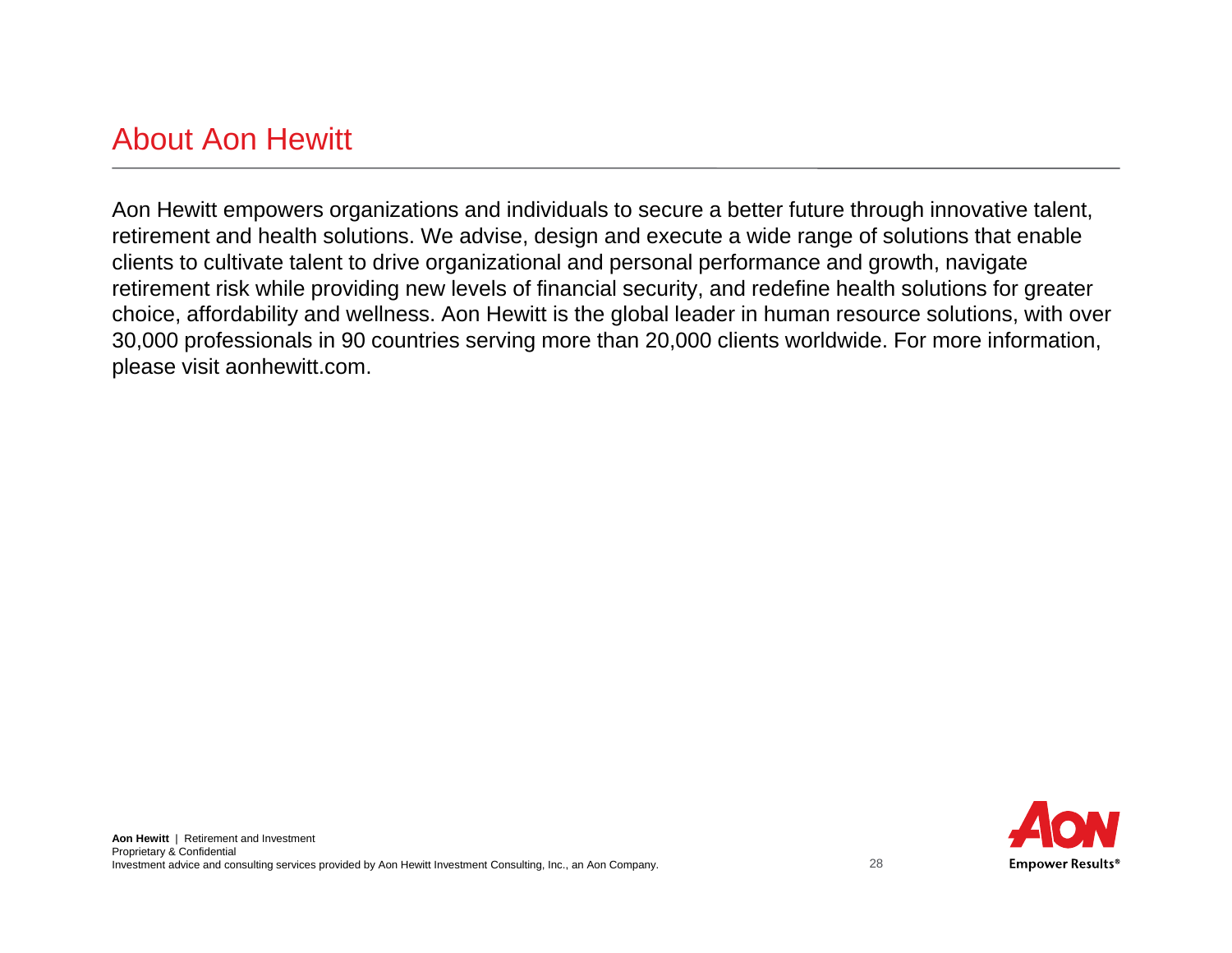# About Aon Hewitt

Aon Hewitt empowers organizations and individuals to secure a better future through innovative talent, retirement and health solutions. We advise, design and execute a wide range of solutions that enable clients to cultivate talent to drive organizational and personal performance and growth, navigate retirement risk while providing new levels of financial security, and redefine health solutions for greater choice, affordability and wellness. Aon Hewitt is the global leader in human resource solutions, with over 30,000 professionals in 90 countries serving more than 20,000 clients worldwide. For more information, please visit aonhewitt.com.